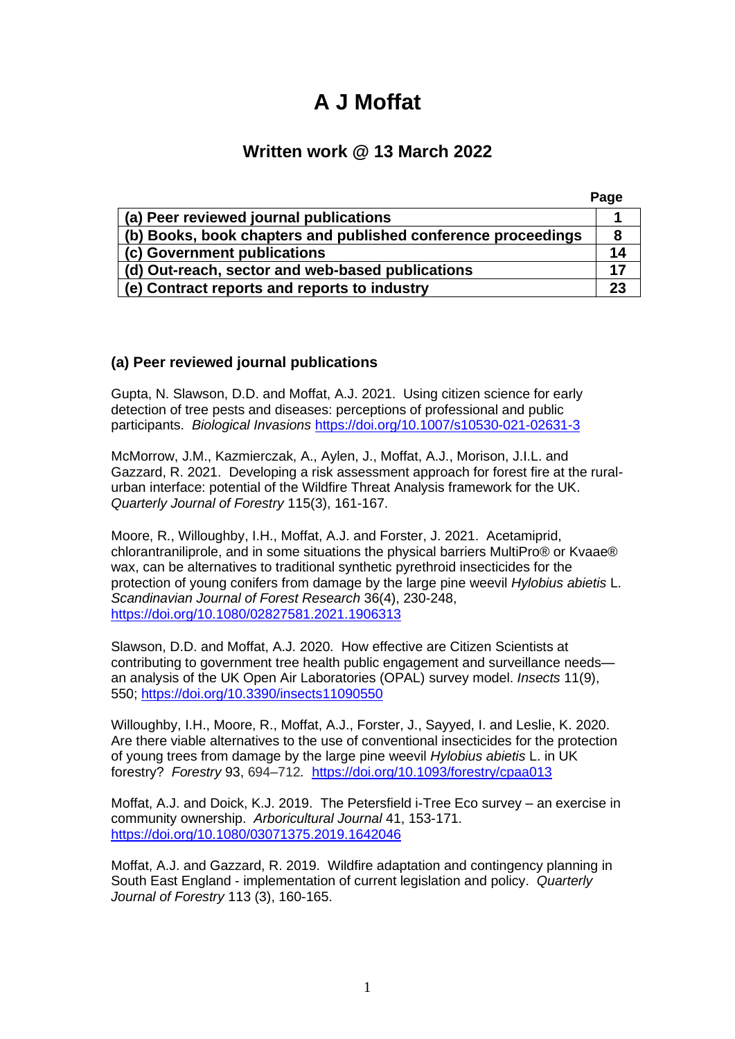# A J Moffat

## Written work @ 13 March 2022

| | Page |
|---|---|
| **(a) Peer reviewed journal publications** | **1** |
| **(b) Books, book chapters and published conference proceedings** | **8** |
| **(c) Government publications** | **14** |
| **(d) Out-reach, sector and web-based publications** | **17** |
| **(e) Contract reports and reports to industry** | **23** |

### (a) Peer reviewed journal publications

Gupta, N. Slawson, D.D. and Moffat, A.J. 2021. Using citizen science for early detection of tree pests and diseases: perceptions of professional and public participants. *Biological Invasions* https://doi.org/10.1007/s10530-021-02631-3

McMorrow, J.M., Kazmierczak, A., Aylen, J., Moffat, A.J., Morison, J.I.L. and Gazzard, R. 2021. Developing a risk assessment approach for forest fire at the rural-urban interface: potential of the Wildfire Threat Analysis framework for the UK. *Quarterly Journal of Forestry* 115(3), 161-167.

Moore, R., Willoughby, I.H., Moffat, A.J. and Forster, J. 2021. Acetamiprid, chlorantraniliprole, and in some situations the physical barriers MultiPro® or Kvaae® wax, can be alternatives to traditional synthetic pyrethroid insecticides for the protection of young conifers from damage by the large pine weevil *Hylobius abietis* L. *Scandinavian Journal of Forest Research* 36(4), 230-248, https://doi.org/10.1080/02827581.2021.1906313

Slawson, D.D. and Moffat, A.J. 2020. How effective are Citizen Scientists at contributing to government tree health public engagement and surveillance needs—an analysis of the UK Open Air Laboratories (OPAL) survey model. *Insects* 11(9), 550; https://doi.org/10.3390/insects11090550

Willoughby, I.H., Moore, R., Moffat, A.J., Forster, J., Sayyed, I. and Leslie, K. 2020. Are there viable alternatives to the use of conventional insecticides for the protection of young trees from damage by the large pine weevil *Hylobius abietis* L. in UK forestry? *Forestry* 93, 694–712. https://doi.org/10.1093/forestry/cpaa013

Moffat, A.J. and Doick, K.J. 2019. The Petersfield i-Tree Eco survey – an exercise in community ownership. *Arboricultural Journal* 41, 153-171. https://doi.org/10.1080/03071375.2019.1642046

Moffat, A.J. and Gazzard, R. 2019. Wildfire adaptation and contingency planning in South East England - implementation of current legislation and policy. *Quarterly Journal of Forestry* 113 (3), 160-165.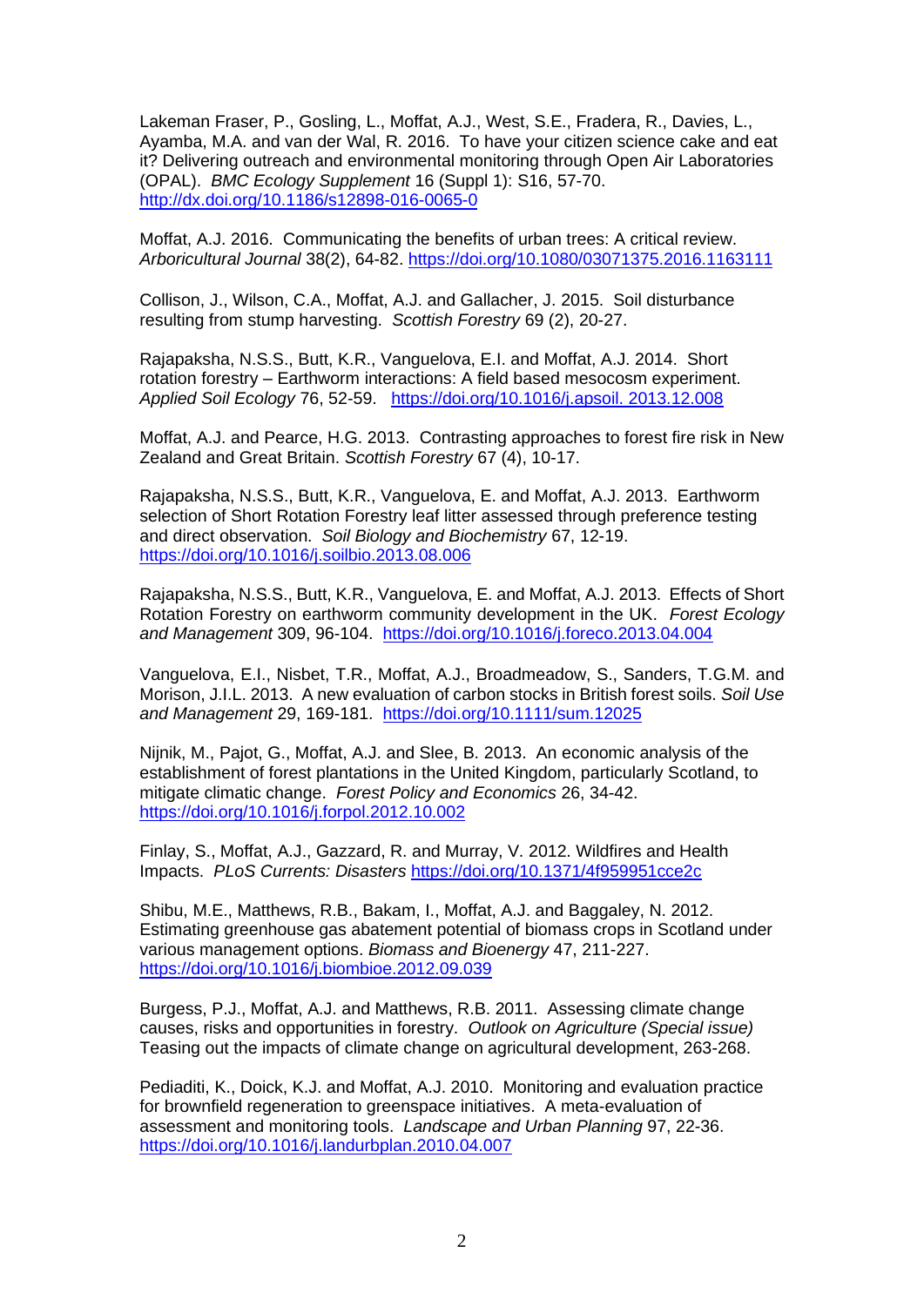Lakeman Fraser, P., Gosling, L., Moffat, A.J., West, S.E., Fradera, R., Davies, L., Ayamba, M.A. and van der Wal, R. 2016. To have your citizen science cake and eat it? Delivering outreach and environmental monitoring through Open Air Laboratories (OPAL). *BMC Ecology Supplement* 16 (Suppl 1): S16, 57-70. http://dx.doi.org/10.1186/s12898-016-0065-0

Moffat, A.J. 2016. Communicating the benefits of urban trees: A critical review. *Arboricultural Journal* 38(2), 64-82. https://doi.org/10.1080/03071375.2016.1163111

Collison, J., Wilson, C.A., Moffat, A.J. and Gallacher, J. 2015. Soil disturbance resulting from stump harvesting. *Scottish Forestry* 69 (2), 20-27.

Rajapaksha, N.S.S., Butt, K.R., Vanguelova, E.I. and Moffat, A.J. 2014. Short rotation forestry – Earthworm interactions: A field based mesocosm experiment. *Applied Soil Ecology* 76, 52-59. https://doi.org/10.1016/j.apsoil. 2013.12.008

Moffat, A.J. and Pearce, H.G. 2013. Contrasting approaches to forest fire risk in New Zealand and Great Britain. *Scottish Forestry* 67 (4), 10-17.

Rajapaksha, N.S.S., Butt, K.R., Vanguelova, E. and Moffat, A.J. 2013. Earthworm selection of Short Rotation Forestry leaf litter assessed through preference testing and direct observation. *Soil Biology and Biochemistry* 67, 12-19. https://doi.org/10.1016/j.soilbio.2013.08.006

Rajapaksha, N.S.S., Butt, K.R., Vanguelova, E. and Moffat, A.J. 2013. Effects of Short Rotation Forestry on earthworm community development in the UK. *Forest Ecology and Management* 309, 96-104. https://doi.org/10.1016/j.foreco.2013.04.004

Vanguelova, E.I., Nisbet, T.R., Moffat, A.J., Broadmeadow, S., Sanders, T.G.M. and Morison, J.I.L. 2013. A new evaluation of carbon stocks in British forest soils. *Soil Use and Management* 29, 169-181. https://doi.org/10.1111/sum.12025

Nijnik, M., Pajot, G., Moffat, A.J. and Slee, B. 2013. An economic analysis of the establishment of forest plantations in the United Kingdom, particularly Scotland, to mitigate climatic change. *Forest Policy and Economics* 26, 34-42. https://doi.org/10.1016/j.forpol.2012.10.002

Finlay, S., Moffat, A.J., Gazzard, R. and Murray, V. 2012. Wildfires and Health Impacts. *PLoS Currents: Disasters* https://doi.org/10.1371/4f959951cce2c

Shibu, M.E., Matthews, R.B., Bakam, I., Moffat, A.J. and Baggaley, N. 2012. Estimating greenhouse gas abatement potential of biomass crops in Scotland under various management options. *Biomass and Bioenergy* 47, 211-227. https://doi.org/10.1016/j.biombioe.2012.09.039

Burgess, P.J., Moffat, A.J. and Matthews, R.B. 2011. Assessing climate change causes, risks and opportunities in forestry. *Outlook on Agriculture (Special issue)* Teasing out the impacts of climate change on agricultural development, 263-268.

Pediaditi, K., Doick, K.J. and Moffat, A.J. 2010. Monitoring and evaluation practice for brownfield regeneration to greenspace initiatives. A meta-evaluation of assessment and monitoring tools. *Landscape and Urban Planning* 97, 22-36. https://doi.org/10.1016/j.landurbplan.2010.04.007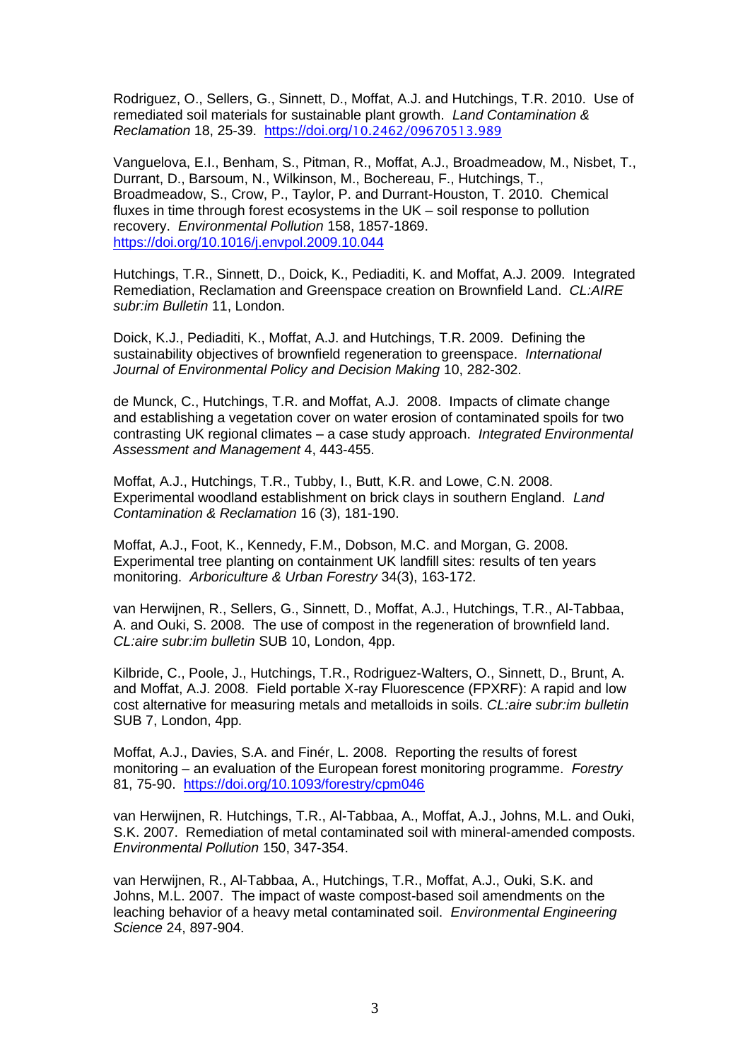Rodriguez, O., Sellers, G., Sinnett, D., Moffat, A.J. and Hutchings, T.R. 2010. Use of remediated soil materials for sustainable plant growth. *Land Contamination & Reclamation* 18, 25-39. https://doi.org/10.2462/09670513.989

Vanguelova, E.I., Benham, S., Pitman, R., Moffat, A.J., Broadmeadow, M., Nisbet, T., Durrant, D., Barsoum, N., Wilkinson, M., Bochereau, F., Hutchings, T., Broadmeadow, S., Crow, P., Taylor, P. and Durrant-Houston, T. 2010. Chemical fluxes in time through forest ecosystems in the UK – soil response to pollution recovery. *Environmental Pollution* 158, 1857-1869. https://doi.org/10.1016/j.envpol.2009.10.044

Hutchings, T.R., Sinnett, D., Doick, K., Pediaditi, K. and Moffat, A.J. 2009. Integrated Remediation, Reclamation and Greenspace creation on Brownfield Land. *CL:AIRE subr:im Bulletin* 11, London.

Doick, K.J., Pediaditi, K., Moffat, A.J. and Hutchings, T.R. 2009. Defining the sustainability objectives of brownfield regeneration to greenspace. *International Journal of Environmental Policy and Decision Making* 10, 282-302.

de Munck, C., Hutchings, T.R. and Moffat, A.J. 2008. Impacts of climate change and establishing a vegetation cover on water erosion of contaminated spoils for two contrasting UK regional climates – a case study approach. *Integrated Environmental Assessment and Management* 4, 443-455.

Moffat, A.J., Hutchings, T.R., Tubby, I., Butt, K.R. and Lowe, C.N. 2008. Experimental woodland establishment on brick clays in southern England. *Land Contamination & Reclamation* 16 (3), 181-190.

Moffat, A.J., Foot, K., Kennedy, F.M., Dobson, M.C. and Morgan, G. 2008. Experimental tree planting on containment UK landfill sites: results of ten years monitoring. *Arboriculture & Urban Forestry* 34(3), 163-172.

van Herwijnen, R., Sellers, G., Sinnett, D., Moffat, A.J., Hutchings, T.R., Al-Tabbaa, A. and Ouki, S. 2008. The use of compost in the regeneration of brownfield land. *CL:aire subr:im bulletin* SUB 10, London, 4pp.

Kilbride, C., Poole, J., Hutchings, T.R., Rodriguez-Walters, O., Sinnett, D., Brunt, A. and Moffat, A.J. 2008. Field portable X-ray Fluorescence (FPXRF): A rapid and low cost alternative for measuring metals and metalloids in soils. *CL:aire subr:im bulletin* SUB 7, London, 4pp.

Moffat, A.J., Davies, S.A. and Finér, L. 2008. Reporting the results of forest monitoring – an evaluation of the European forest monitoring programme. *Forestry* 81, 75-90. https://doi.org/10.1093/forestry/cpm046

van Herwijnen, R. Hutchings, T.R., Al-Tabbaa, A., Moffat, A.J., Johns, M.L. and Ouki, S.K. 2007. Remediation of metal contaminated soil with mineral-amended composts. *Environmental Pollution* 150, 347-354.

van Herwijnen, R., Al-Tabbaa, A., Hutchings, T.R., Moffat, A.J., Ouki, S.K. and Johns, M.L. 2007. The impact of waste compost-based soil amendments on the leaching behavior of a heavy metal contaminated soil. *Environmental Engineering Science* 24, 897-904.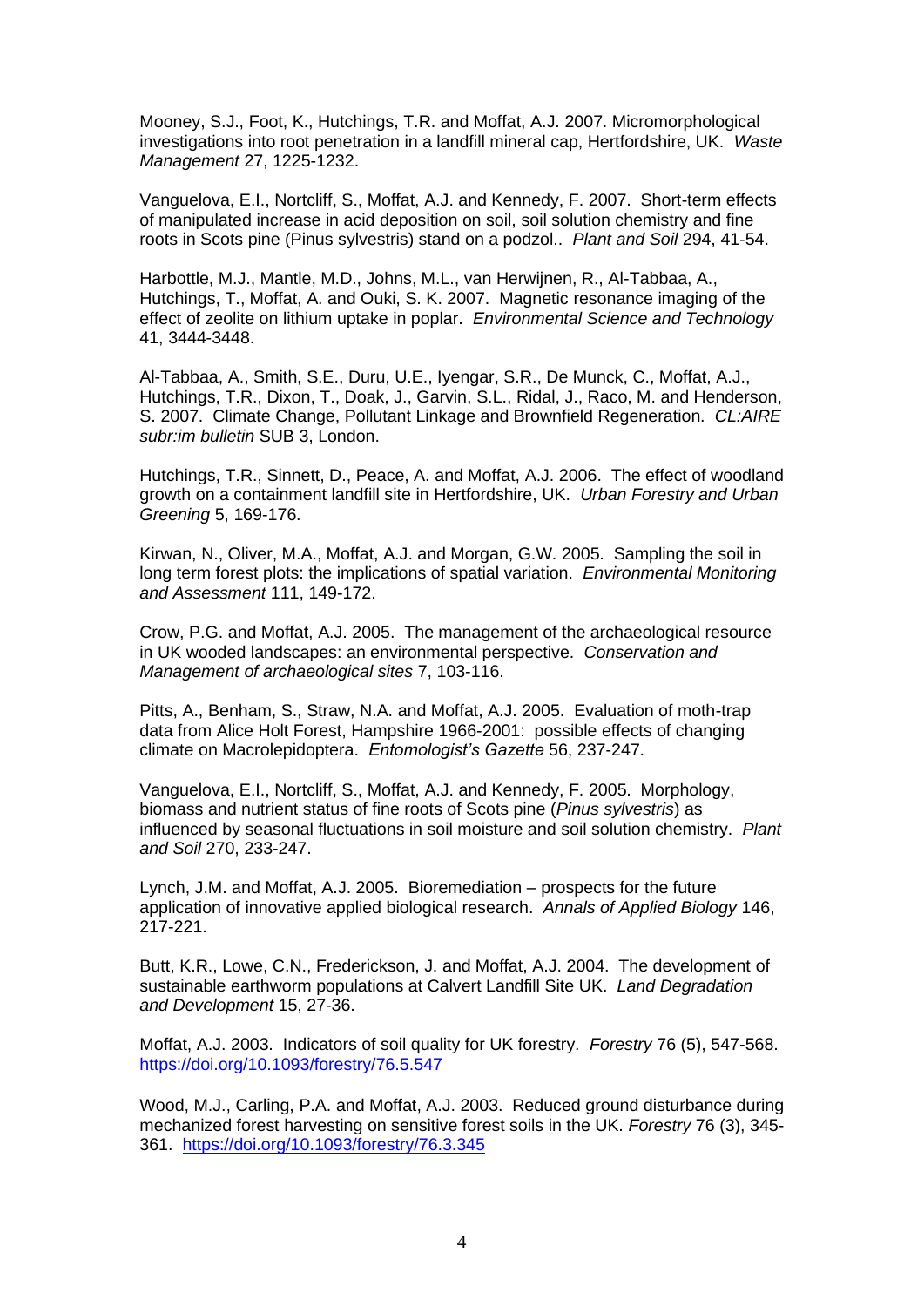Mooney, S.J., Foot, K., Hutchings, T.R. and Moffat, A.J. 2007. Micromorphological investigations into root penetration in a landfill mineral cap, Hertfordshire, UK. *Waste Management* 27, 1225-1232.

Vanguelova, E.I., Nortcliff, S., Moffat, A.J. and Kennedy, F. 2007. Short-term effects of manipulated increase in acid deposition on soil, soil solution chemistry and fine roots in Scots pine (Pinus sylvestris) stand on a podzol.. *Plant and Soil* 294, 41-54.

Harbottle, M.J., Mantle, M.D., Johns, M.L., van Herwijnen, R., Al-Tabbaa, A., Hutchings, T., Moffat, A. and Ouki, S. K. 2007. Magnetic resonance imaging of the effect of zeolite on lithium uptake in poplar. *Environmental Science and Technology* 41, 3444-3448.

Al-Tabbaa, A., Smith, S.E., Duru, U.E., Iyengar, S.R., De Munck, C., Moffat, A.J., Hutchings, T.R., Dixon, T., Doak, J., Garvin, S.L., Ridal, J., Raco, M. and Henderson, S. 2007. Climate Change, Pollutant Linkage and Brownfield Regeneration. *CL:AIRE subr:im bulletin* SUB 3, London.

Hutchings, T.R., Sinnett, D., Peace, A. and Moffat, A.J. 2006. The effect of woodland growth on a containment landfill site in Hertfordshire, UK. *Urban Forestry and Urban Greening* 5, 169-176.

Kirwan, N., Oliver, M.A., Moffat, A.J. and Morgan, G.W. 2005. Sampling the soil in long term forest plots: the implications of spatial variation. *Environmental Monitoring and Assessment* 111, 149-172.

Crow, P.G. and Moffat, A.J. 2005. The management of the archaeological resource in UK wooded landscapes: an environmental perspective. *Conservation and Management of archaeological sites* 7, 103-116.

Pitts, A., Benham, S., Straw, N.A. and Moffat, A.J. 2005. Evaluation of moth-trap data from Alice Holt Forest, Hampshire 1966-2001: possible effects of changing climate on Macrolepidoptera. *Entomologist's Gazette* 56, 237-247.

Vanguelova, E.I., Nortcliff, S., Moffat, A.J. and Kennedy, F. 2005. Morphology, biomass and nutrient status of fine roots of Scots pine (*Pinus sylvestris*) as influenced by seasonal fluctuations in soil moisture and soil solution chemistry. *Plant and Soil* 270, 233-247.

Lynch, J.M. and Moffat, A.J. 2005. Bioremediation – prospects for the future application of innovative applied biological research. *Annals of Applied Biology* 146, 217-221.

Butt, K.R., Lowe, C.N., Frederickson, J. and Moffat, A.J. 2004. The development of sustainable earthworm populations at Calvert Landfill Site UK. *Land Degradation and Development* 15, 27-36.

Moffat, A.J. 2003. Indicators of soil quality for UK forestry. *Forestry* 76 (5), 547-568. https://doi.org/10.1093/forestry/76.5.547

Wood, M.J., Carling, P.A. and Moffat, A.J. 2003. Reduced ground disturbance during mechanized forest harvesting on sensitive forest soils in the UK. *Forestry* 76 (3), 345-361. https://doi.org/10.1093/forestry/76.3.345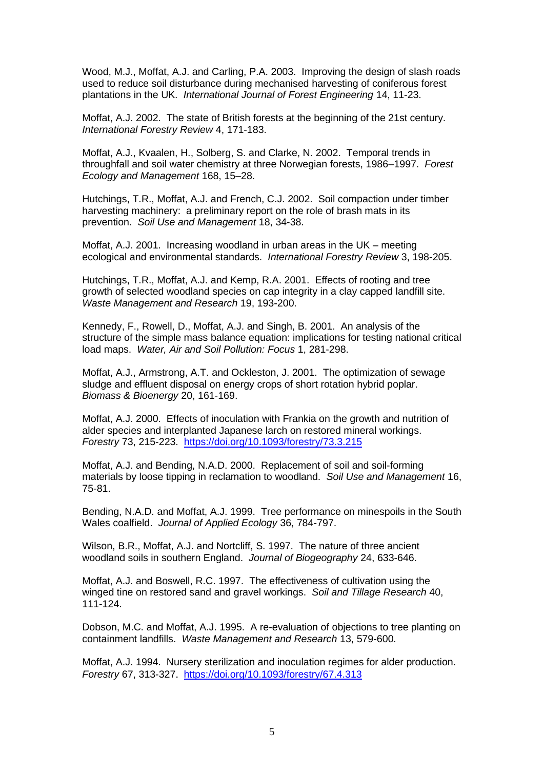Wood, M.J., Moffat, A.J. and Carling, P.A. 2003. Improving the design of slash roads used to reduce soil disturbance during mechanised harvesting of coniferous forest plantations in the UK. *International Journal of Forest Engineering* 14, 11-23.

Moffat, A.J. 2002. The state of British forests at the beginning of the 21st century. *International Forestry Review* 4, 171-183.

Moffat, A.J., Kvaalen, H., Solberg, S. and Clarke, N. 2002. Temporal trends in throughfall and soil water chemistry at three Norwegian forests, 1986–1997. *Forest Ecology and Management* 168, 15–28.

Hutchings, T.R., Moffat, A.J. and French, C.J. 2002. Soil compaction under timber harvesting machinery: a preliminary report on the role of brash mats in its prevention. *Soil Use and Management* 18, 34-38.

Moffat, A.J. 2001. Increasing woodland in urban areas in the UK – meeting ecological and environmental standards. *International Forestry Review* 3, 198-205.

Hutchings, T.R., Moffat, A.J. and Kemp, R.A. 2001. Effects of rooting and tree growth of selected woodland species on cap integrity in a clay capped landfill site. *Waste Management and Research* 19, 193-200.

Kennedy, F., Rowell, D., Moffat, A.J. and Singh, B. 2001. An analysis of the structure of the simple mass balance equation: implications for testing national critical load maps. *Water, Air and Soil Pollution: Focus* 1, 281-298.

Moffat, A.J., Armstrong, A.T. and Ockleston, J. 2001. The optimization of sewage sludge and effluent disposal on energy crops of short rotation hybrid poplar. *Biomass & Bioenergy* 20, 161-169.

Moffat, A.J. 2000. Effects of inoculation with Frankia on the growth and nutrition of alder species and interplanted Japanese larch on restored mineral workings. *Forestry* 73, 215-223. https://doi.org/10.1093/forestry/73.3.215

Moffat, A.J. and Bending, N.A.D. 2000. Replacement of soil and soil-forming materials by loose tipping in reclamation to woodland. *Soil Use and Management* 16, 75-81.

Bending, N.A.D. and Moffat, A.J. 1999. Tree performance on minespoils in the South Wales coalfield. *Journal of Applied Ecology* 36, 784-797.

Wilson, B.R., Moffat, A.J. and Nortcliff, S. 1997. The nature of three ancient woodland soils in southern England. *Journal of Biogeography* 24, 633-646.

Moffat, A.J. and Boswell, R.C. 1997. The effectiveness of cultivation using the winged tine on restored sand and gravel workings. *Soil and Tillage Research* 40, 111-124.

Dobson, M.C. and Moffat, A.J. 1995. A re-evaluation of objections to tree planting on containment landfills. *Waste Management and Research* 13, 579-600.

Moffat, A.J. 1994. Nursery sterilization and inoculation regimes for alder production. *Forestry* 67, 313-327. https://doi.org/10.1093/forestry/67.4.313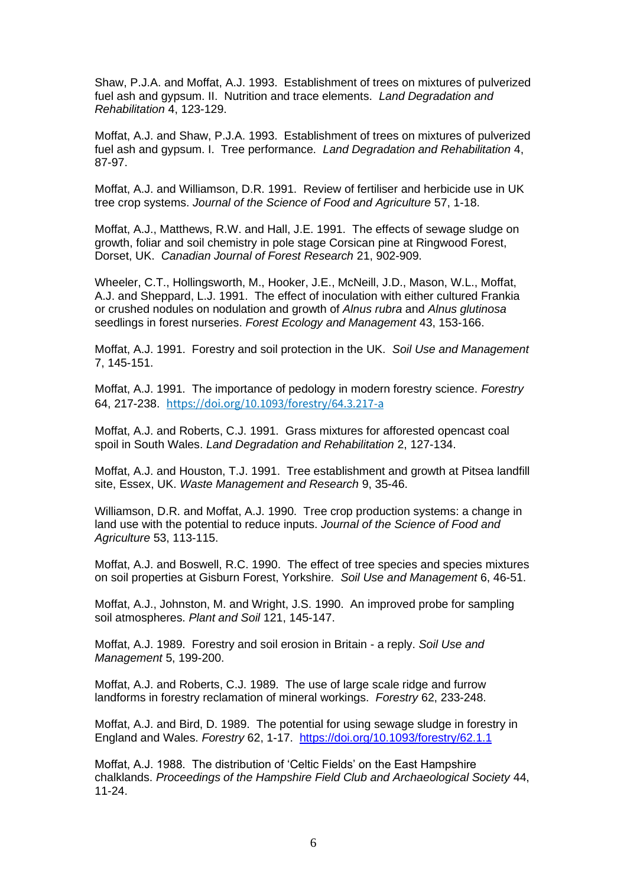Shaw, P.J.A. and Moffat, A.J. 1993. Establishment of trees on mixtures of pulverized fuel ash and gypsum. II. Nutrition and trace elements. *Land Degradation and Rehabilitation* 4, 123-129.

Moffat, A.J. and Shaw, P.J.A. 1993. Establishment of trees on mixtures of pulverized fuel ash and gypsum. I. Tree performance. *Land Degradation and Rehabilitation* 4, 87-97.

Moffat, A.J. and Williamson, D.R. 1991. Review of fertiliser and herbicide use in UK tree crop systems. *Journal of the Science of Food and Agriculture* 57, 1-18.

Moffat, A.J., Matthews, R.W. and Hall, J.E. 1991. The effects of sewage sludge on growth, foliar and soil chemistry in pole stage Corsican pine at Ringwood Forest, Dorset, UK. *Canadian Journal of Forest Research* 21, 902-909.

Wheeler, C.T., Hollingsworth, M., Hooker, J.E., McNeill, J.D., Mason, W.L., Moffat, A.J. and Sheppard, L.J. 1991. The effect of inoculation with either cultured Frankia or crushed nodules on nodulation and growth of *Alnus rubra* and *Alnus glutinosa* seedlings in forest nurseries. *Forest Ecology and Management* 43, 153-166.

Moffat, A.J. 1991. Forestry and soil protection in the UK. *Soil Use and Management* 7, 145-151.

Moffat, A.J. 1991. The importance of pedology in modern forestry science. *Forestry* 64, 217-238. https://doi.org/10.1093/forestry/64.3.217-a

Moffat, A.J. and Roberts, C.J. 1991. Grass mixtures for afforested opencast coal spoil in South Wales. *Land Degradation and Rehabilitation* 2, 127-134.

Moffat, A.J. and Houston, T.J. 1991. Tree establishment and growth at Pitsea landfill site, Essex, UK. *Waste Management and Research* 9, 35-46.

Williamson, D.R. and Moffat, A.J. 1990. Tree crop production systems: a change in land use with the potential to reduce inputs. *Journal of the Science of Food and Agriculture* 53, 113-115.

Moffat, A.J. and Boswell, R.C. 1990. The effect of tree species and species mixtures on soil properties at Gisburn Forest, Yorkshire. *Soil Use and Management* 6, 46-51.

Moffat, A.J., Johnston, M. and Wright, J.S. 1990. An improved probe for sampling soil atmospheres. *Plant and Soil* 121, 145-147.

Moffat, A.J. 1989. Forestry and soil erosion in Britain - a reply. *Soil Use and Management* 5, 199-200.

Moffat, A.J. and Roberts, C.J. 1989. The use of large scale ridge and furrow landforms in forestry reclamation of mineral workings. *Forestry* 62, 233-248.

Moffat, A.J. and Bird, D. 1989. The potential for using sewage sludge in forestry in England and Wales. *Forestry* 62, 1-17. https://doi.org/10.1093/forestry/62.1.1

Moffat, A.J. 1988. The distribution of 'Celtic Fields' on the East Hampshire chalklands. *Proceedings of the Hampshire Field Club and Archaeological Society* 44, 11-24.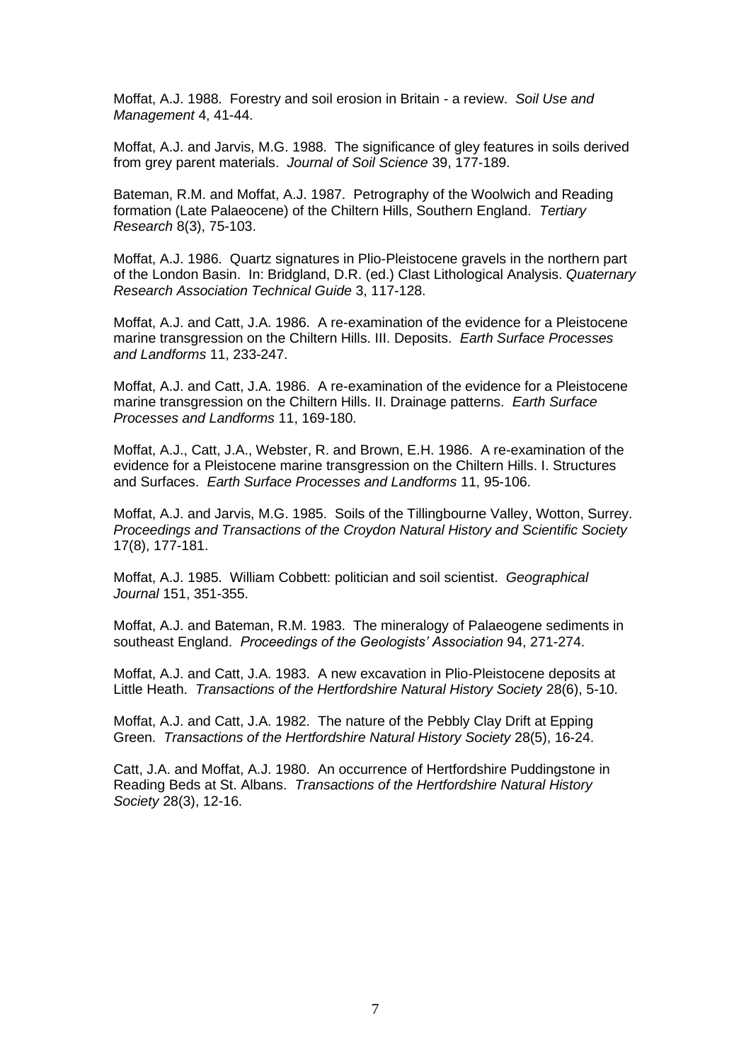Moffat, A.J. 1988. Forestry and soil erosion in Britain - a review. *Soil Use and Management* 4, 41-44.

Moffat, A.J. and Jarvis, M.G. 1988. The significance of gley features in soils derived from grey parent materials. *Journal of Soil Science* 39, 177-189.

Bateman, R.M. and Moffat, A.J. 1987. Petrography of the Woolwich and Reading formation (Late Palaeocene) of the Chiltern Hills, Southern England. *Tertiary Research* 8(3), 75-103.

Moffat, A.J. 1986. Quartz signatures in Plio-Pleistocene gravels in the northern part of the London Basin. In: Bridgland, D.R. (ed.) Clast Lithological Analysis. *Quaternary Research Association Technical Guide* 3, 117-128.

Moffat, A.J. and Catt, J.A. 1986. A re-examination of the evidence for a Pleistocene marine transgression on the Chiltern Hills. III. Deposits. *Earth Surface Processes and Landforms* 11, 233-247.

Moffat, A.J. and Catt, J.A. 1986. A re-examination of the evidence for a Pleistocene marine transgression on the Chiltern Hills. II. Drainage patterns. *Earth Surface Processes and Landforms* 11, 169-180.

Moffat, A.J., Catt, J.A., Webster, R. and Brown, E.H. 1986. A re-examination of the evidence for a Pleistocene marine transgression on the Chiltern Hills. I. Structures and Surfaces. *Earth Surface Processes and Landforms* 11, 95-106.

Moffat, A.J. and Jarvis, M.G. 1985. Soils of the Tillingbourne Valley, Wotton, Surrey. *Proceedings and Transactions of the Croydon Natural History and Scientific Society* 17(8), 177-181.

Moffat, A.J. 1985. William Cobbett: politician and soil scientist. *Geographical Journal* 151, 351-355.

Moffat, A.J. and Bateman, R.M. 1983. The mineralogy of Palaeogene sediments in southeast England. *Proceedings of the Geologists' Association* 94, 271-274.

Moffat, A.J. and Catt, J.A. 1983. A new excavation in Plio-Pleistocene deposits at Little Heath. *Transactions of the Hertfordshire Natural History Society* 28(6), 5-10.

Moffat, A.J. and Catt, J.A. 1982. The nature of the Pebbly Clay Drift at Epping Green. *Transactions of the Hertfordshire Natural History Society* 28(5), 16-24.

Catt, J.A. and Moffat, A.J. 1980. An occurrence of Hertfordshire Puddingstone in Reading Beds at St. Albans. *Transactions of the Hertfordshire Natural History Society* 28(3), 12-16.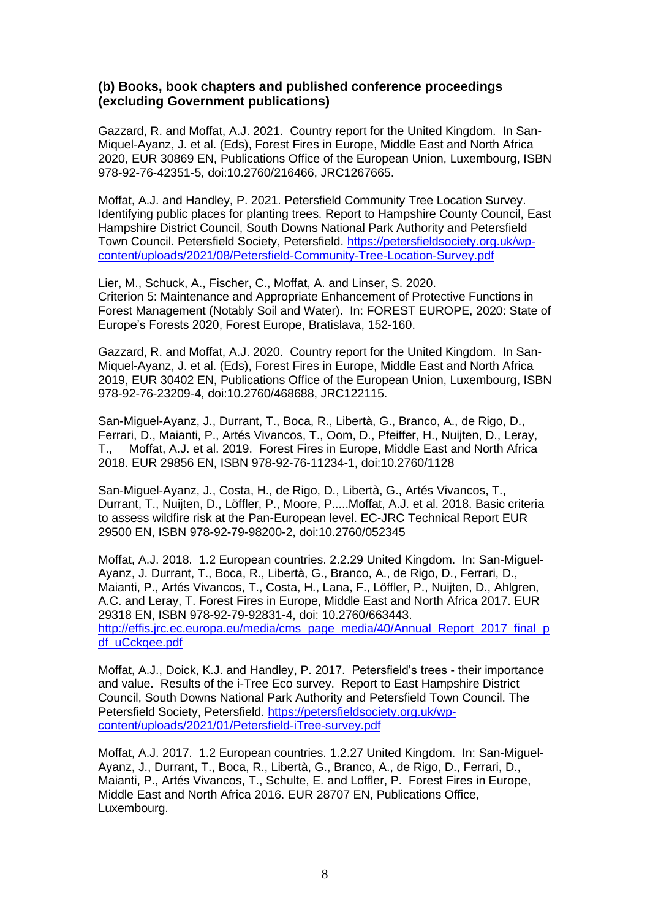### (b) Books, book chapters and published conference proceedings (excluding Government publications)

Gazzard, R. and Moffat, A.J. 2021. Country report for the United Kingdom. In San-Miquel-Ayanz, J. et al. (Eds), Forest Fires in Europe, Middle East and North Africa 2020, EUR 30869 EN, Publications Office of the European Union, Luxembourg, ISBN 978-92-76-42351-5, doi:10.2760/216466, JRC1267665.

Moffat, A.J. and Handley, P. 2021. Petersfield Community Tree Location Survey. Identifying public places for planting trees. Report to Hampshire County Council, East Hampshire District Council, South Downs National Park Authority and Petersfield Town Council. Petersfield Society, Petersfield. [https://petersfieldsociety.org.uk/wp-content/uploads/2021/08/Petersfield-Community-Tree-Location-Survey.pdf](https://petersfieldsociety.org.uk/wp-content/uploads/2021/08/Petersfield-Community-Tree-Location-Survey.pdf)

Lier, M., Schuck, A., Fischer, C., Moffat, A. and Linser, S. 2020. Criterion 5: Maintenance and Appropriate Enhancement of Protective Functions in Forest Management (Notably Soil and Water). In: FOREST EUROPE, 2020: State of Europe's Forests 2020, Forest Europe, Bratislava, 152-160.

Gazzard, R. and Moffat, A.J. 2020. Country report for the United Kingdom. In San-Miquel-Ayanz, J. et al. (Eds), Forest Fires in Europe, Middle East and North Africa 2019, EUR 30402 EN, Publications Office of the European Union, Luxembourg, ISBN 978-92-76-23209-4, doi:10.2760/468688, JRC122115.

San-Miguel-Ayanz, J., Durrant, T., Boca, R., Libertà, G., Branco, A., de Rigo, D., Ferrari, D., Maianti, P., Artés Vivancos, T., Oom, D., Pfeiffer, H., Nuijten, D., Leray, T., Moffat, A.J. et al. 2019. Forest Fires in Europe, Middle East and North Africa 2018. EUR 29856 EN, ISBN 978-92-76-11234-1, doi:10.2760/1128

San-Miguel-Ayanz, J., Costa, H., de Rigo, D., Libertà, G., Artés Vivancos, T., Durrant, T., Nuijten, D., Löffler, P., Moore, P.....Moffat, A.J. et al. 2018. Basic criteria to assess wildfire risk at the Pan-European level. EC-JRC Technical Report EUR 29500 EN, ISBN 978-92-79-98200-2, doi:10.2760/052345

Moffat, A.J. 2018. 1.2 European countries. 2.2.29 United Kingdom. In: San-Miguel-Ayanz, J. Durrant, T., Boca, R., Libertà, G., Branco, A., de Rigo, D., Ferrari, D., Maianti, P., Artés Vivancos, T., Costa, H., Lana, F., Löffler, P., Nuijten, D., Ahlgren, A.C. and Leray, T. Forest Fires in Europe, Middle East and North Africa 2017. EUR 29318 EN, ISBN 978-92-79-92831-4, doi: 10.2760/663443. [http://effis.jrc.ec.europa.eu/media/cms_page_media/40/Annual_Report_2017_final_pdf_uCckqee.pdf](http://effis.jrc.ec.europa.eu/media/cms_page_media/40/Annual_Report_2017_final_pdf_uCckqee.pdf)

Moffat, A.J., Doick, K.J. and Handley, P. 2017. Petersfield's trees - their importance and value. Results of the i-Tree Eco survey. Report to East Hampshire District Council, South Downs National Park Authority and Petersfield Town Council. The Petersfield Society, Petersfield. [https://petersfieldsociety.org.uk/wp-content/uploads/2021/01/Petersfield-iTree-survey.pdf](https://petersfieldsociety.org.uk/wp-content/uploads/2021/01/Petersfield-iTree-survey.pdf)

Moffat, A.J. 2017. 1.2 European countries. 1.2.27 United Kingdom. In: San-Miguel-Ayanz, J., Durrant, T., Boca, R., Libertà, G., Branco, A., de Rigo, D., Ferrari, D., Maianti, P., Artés Vivancos, T., Schulte, E. and Loffler, P. Forest Fires in Europe, Middle East and North Africa 2016. EUR 28707 EN, Publications Office, Luxembourg.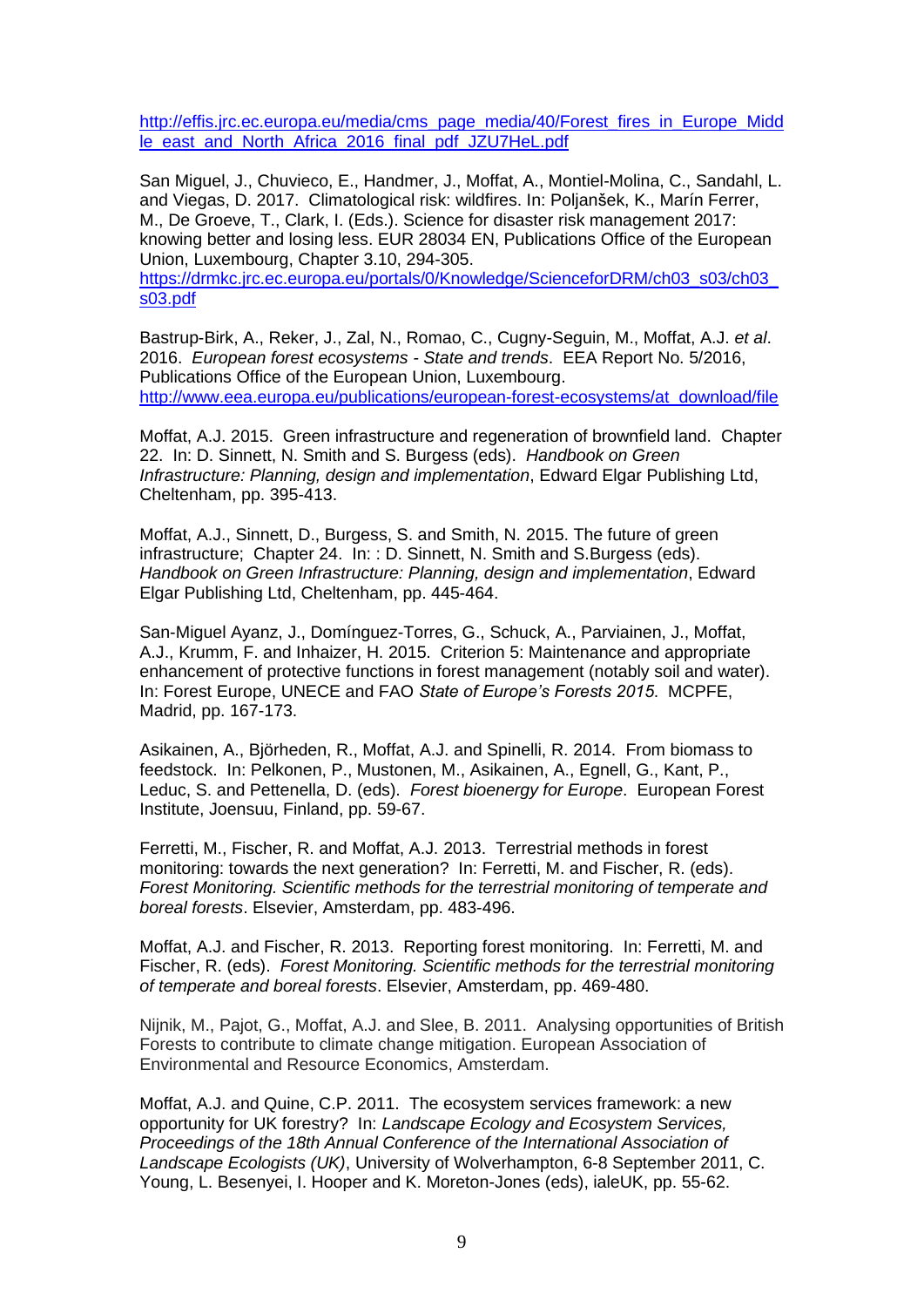http://effis.jrc.ec.europa.eu/media/cms_page_media/40/Forest_fires_in_Europe_Middle_east_and_North_Africa_2016_final_pdf_JZU7HeL.pdf

San Miguel, J., Chuvieco, E., Handmer, J., Moffat, A., Montiel-Molina, C., Sandahl, L. and Viegas, D. 2017. Climatological risk: wildfires. In: Poljanšek, K., Marín Ferrer, M., De Groeve, T., Clark, I. (Eds.). Science for disaster risk management 2017: knowing better and losing less. EUR 28034 EN, Publications Office of the European Union, Luxembourg, Chapter 3.10, 294-305. https://drmkc.jrc.ec.europa.eu/portals/0/Knowledge/ScienceforDRM/ch03_s03/ch03_s03.pdf

Bastrup-Birk, A., Reker, J., Zal, N., Romao, C., Cugny-Seguin, M., Moffat, A.J. *et al*. 2016. *European forest ecosystems - State and trends*. EEA Report No. 5/2016, Publications Office of the European Union, Luxembourg. http://www.eea.europa.eu/publications/european-forest-ecosystems/at_download/file

Moffat, A.J. 2015. Green infrastructure and regeneration of brownfield land. Chapter 22. In: D. Sinnett, N. Smith and S. Burgess (eds). *Handbook on Green Infrastructure: Planning, design and implementation*, Edward Elgar Publishing Ltd, Cheltenham, pp. 395-413.

Moffat, A.J., Sinnett, D., Burgess, S. and Smith, N. 2015. The future of green infrastructure; Chapter 24. In: : D. Sinnett, N. Smith and S.Burgess (eds). *Handbook on Green Infrastructure: Planning, design and implementation*, Edward Elgar Publishing Ltd, Cheltenham, pp. 445-464.

San-Miguel Ayanz, J., Domínguez-Torres, G., Schuck, A., Parviainen, J., Moffat, A.J., Krumm, F. and Inhaizer, H. 2015. Criterion 5: Maintenance and appropriate enhancement of protective functions in forest management (notably soil and water). In: Forest Europe, UNECE and FAO *State of Europe's Forests 2015*. MCPFE, Madrid, pp. 167-173.

Asikainen, A., Björheden, R., Moffat, A.J. and Spinelli, R. 2014. From biomass to feedstock. In: Pelkonen, P., Mustonen, M., Asikainen, A., Egnell, G., Kant, P., Leduc, S. and Pettenella, D. (eds). *Forest bioenergy for Europe*. European Forest Institute, Joensuu, Finland, pp. 59-67.

Ferretti, M., Fischer, R. and Moffat, A.J. 2013. Terrestrial methods in forest monitoring: towards the next generation? In: Ferretti, M. and Fischer, R. (eds). *Forest Monitoring. Scientific methods for the terrestrial monitoring of temperate and boreal forests*. Elsevier, Amsterdam, pp. 483-496.

Moffat, A.J. and Fischer, R. 2013. Reporting forest monitoring. In: Ferretti, M. and Fischer, R. (eds). *Forest Monitoring. Scientific methods for the terrestrial monitoring of temperate and boreal forests*. Elsevier, Amsterdam, pp. 469-480.

Nijnik, M., Pajot, G., Moffat, A.J. and Slee, B. 2011. Analysing opportunities of British Forests to contribute to climate change mitigation. European Association of Environmental and Resource Economics, Amsterdam.

Moffat, A.J. and Quine, C.P. 2011. The ecosystem services framework: a new opportunity for UK forestry? In: *Landscape Ecology and Ecosystem Services, Proceedings of the 18th Annual Conference of the International Association of Landscape Ecologists (UK)*, University of Wolverhampton, 6-8 September 2011, C. Young, L. Besenyei, I. Hooper and K. Moreton-Jones (eds), ialeUK, pp. 55-62.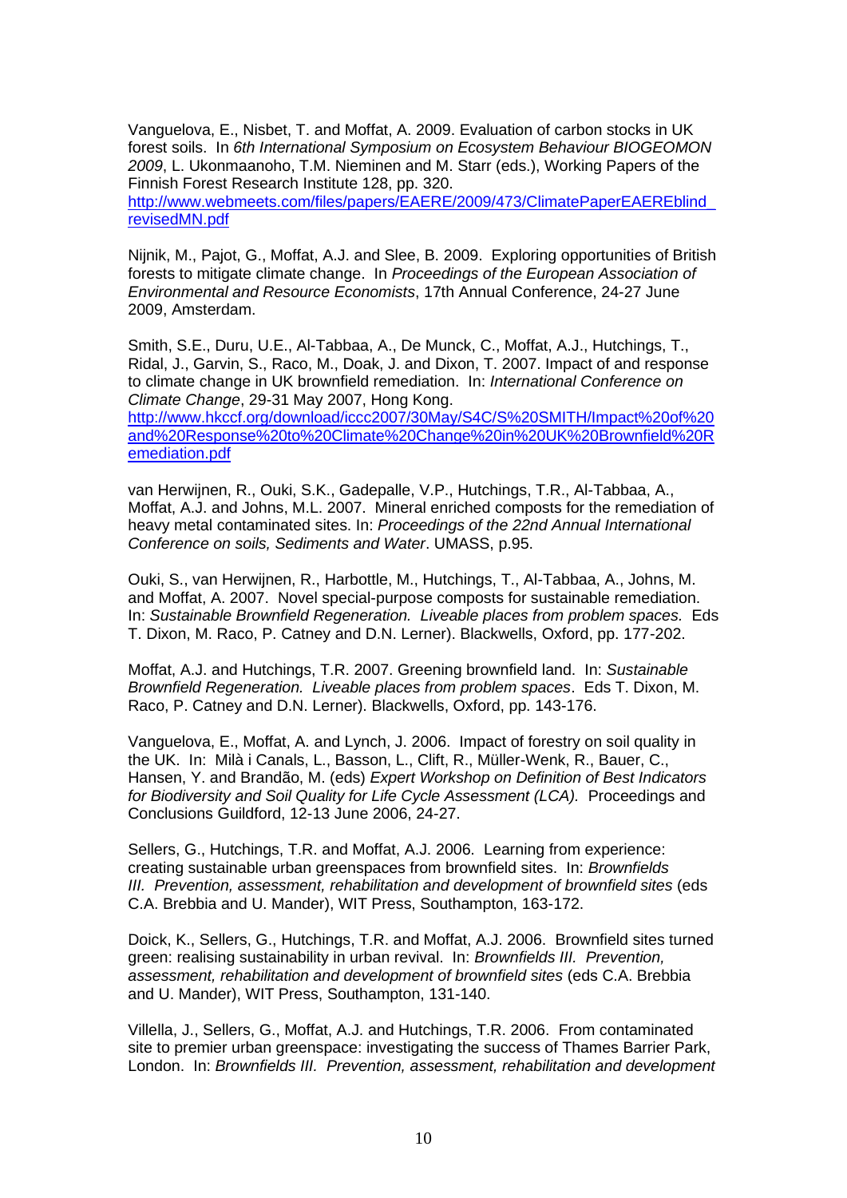Vanguelova, E., Nisbet, T. and Moffat, A. 2009. Evaluation of carbon stocks in UK forest soils. In *6th International Symposium on Ecosystem Behaviour BIOGEOMON 2009*, L. Ukonmaanoho, T.M. Nieminen and M. Starr (eds.), Working Papers of the Finnish Forest Research Institute 128, pp. 320. http://www.webmeets.com/files/papers/EAERE/2009/473/ClimatePaperEAEREblind_revisedMN.pdf

Nijnik, M., Pajot, G., Moffat, A.J. and Slee, B. 2009. Exploring opportunities of British forests to mitigate climate change. In *Proceedings of the European Association of Environmental and Resource Economists*, 17th Annual Conference, 24-27 June 2009, Amsterdam.

Smith, S.E., Duru, U.E., Al-Tabbaa, A., De Munck, C., Moffat, A.J., Hutchings, T., Ridal, J., Garvin, S., Raco, M., Doak, J. and Dixon, T. 2007. Impact of and response to climate change in UK brownfield remediation. In: *International Conference on Climate Change*, 29-31 May 2007, Hong Kong. http://www.hkccf.org/download/iccc2007/30May/S4C/S%20SMITH/Impact%20of%20and%20Response%20to%20Climate%20Change%20in%20UK%20Brownfield%20Remediation.pdf

van Herwijnen, R., Ouki, S.K., Gadepalle, V.P., Hutchings, T.R., Al-Tabbaa, A., Moffat, A.J. and Johns, M.L. 2007. Mineral enriched composts for the remediation of heavy metal contaminated sites. In: *Proceedings of the 22nd Annual International Conference on soils, Sediments and Water*. UMASS, p.95.

Ouki, S., van Herwijnen, R., Harbottle, M., Hutchings, T., Al-Tabbaa, A., Johns, M. and Moffat, A. 2007. Novel special-purpose composts for sustainable remediation. In: *Sustainable Brownfield Regeneration. Liveable places from problem spaces.* Eds T. Dixon, M. Raco, P. Catney and D.N. Lerner). Blackwells, Oxford, pp. 177-202.

Moffat, A.J. and Hutchings, T.R. 2007. Greening brownfield land. In: *Sustainable Brownfield Regeneration. Liveable places from problem spaces*. Eds T. Dixon, M. Raco, P. Catney and D.N. Lerner). Blackwells, Oxford, pp. 143-176.

Vanguelova, E., Moffat, A. and Lynch, J. 2006. Impact of forestry on soil quality in the UK. In: Milà i Canals, L., Basson, L., Clift, R., Müller-Wenk, R., Bauer, C., Hansen, Y. and Brandão, M. (eds) *Expert Workshop on Definition of Best Indicators for Biodiversity and Soil Quality for Life Cycle Assessment (LCA).* Proceedings and Conclusions Guildford, 12-13 June 2006, 24-27.

Sellers, G., Hutchings, T.R. and Moffat, A.J. 2006. Learning from experience: creating sustainable urban greenspaces from brownfield sites. In: *Brownfields III. Prevention, assessment, rehabilitation and development of brownfield sites* (eds C.A. Brebbia and U. Mander), WIT Press, Southampton, 163-172.

Doick, K., Sellers, G., Hutchings, T.R. and Moffat, A.J. 2006. Brownfield sites turned green: realising sustainability in urban revival. In: *Brownfields III. Prevention, assessment, rehabilitation and development of brownfield sites* (eds C.A. Brebbia and U. Mander), WIT Press, Southampton, 131-140.

Villella, J., Sellers, G., Moffat, A.J. and Hutchings, T.R. 2006. From contaminated site to premier urban greenspace: investigating the success of Thames Barrier Park, London. In: *Brownfields III. Prevention, assessment, rehabilitation and development*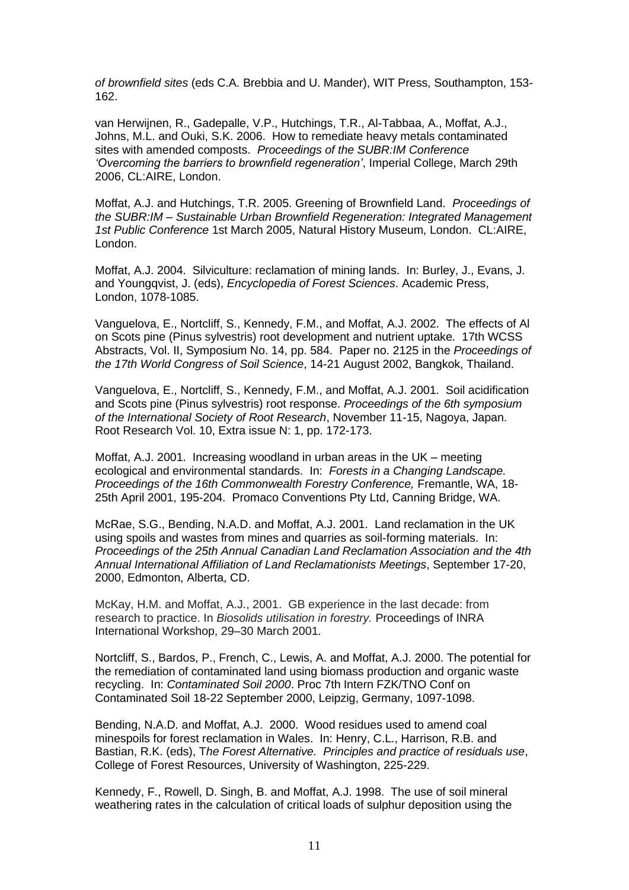*of brownfield sites* (eds C.A. Brebbia and U. Mander), WIT Press, Southampton, 153-162.

van Herwijnen, R., Gadepalle, V.P., Hutchings, T.R., Al-Tabbaa, A., Moffat, A.J., Johns, M.L. and Ouki, S.K. 2006. How to remediate heavy metals contaminated sites with amended composts. *Proceedings of the SUBR:IM Conference 'Overcoming the barriers to brownfield regeneration'*, Imperial College, March 29th 2006, CL:AIRE, London.

Moffat, A.J. and Hutchings, T.R. 2005. Greening of Brownfield Land. *Proceedings of the SUBR:IM – Sustainable Urban Brownfield Regeneration: Integrated Management 1st Public Conference* 1st March 2005, Natural History Museum, London. CL:AIRE, London.

Moffat, A.J. 2004. Silviculture: reclamation of mining lands. In: Burley, J., Evans, J. and Youngqvist, J. (eds), *Encyclopedia of Forest Sciences*. Academic Press, London, 1078-1085.

Vanguelova, E., Nortcliff, S., Kennedy, F.M., and Moffat, A.J. 2002. The effects of Al on Scots pine (Pinus sylvestris) root development and nutrient uptake. 17th WCSS Abstracts, Vol. II, Symposium No. 14, pp. 584. Paper no. 2125 in the *Proceedings of the 17th World Congress of Soil Science*, 14-21 August 2002, Bangkok, Thailand.

Vanguelova, E., Nortcliff, S., Kennedy, F.M., and Moffat, A.J. 2001. Soil acidification and Scots pine (Pinus sylvestris) root response. *Proceedings of the 6th symposium of the International Society of Root Research*, November 11-15, Nagoya, Japan. Root Research Vol. 10, Extra issue N: 1, pp. 172-173.

Moffat, A.J. 2001. Increasing woodland in urban areas in the UK – meeting ecological and environmental standards. In: *Forests in a Changing Landscape. Proceedings of the 16th Commonwealth Forestry Conference,* Fremantle, WA, 18-25th April 2001, 195-204. Promaco Conventions Pty Ltd, Canning Bridge, WA.

McRae, S.G., Bending, N.A.D. and Moffat, A.J. 2001. Land reclamation in the UK using spoils and wastes from mines and quarries as soil-forming materials. In: *Proceedings of the 25th Annual Canadian Land Reclamation Association and the 4th Annual International Affiliation of Land Reclamationists Meetings*, September 17-20, 2000, Edmonton, Alberta, CD.

McKay, H.M. and Moffat, A.J., 2001. GB experience in the last decade: from research to practice. In *Biosolids utilisation in forestry.* Proceedings of INRA International Workshop, 29–30 March 2001.

Nortcliff, S., Bardos, P., French, C., Lewis, A. and Moffat, A.J. 2000. The potential for the remediation of contaminated land using biomass production and organic waste recycling. In: *Contaminated Soil 2000*. Proc 7th Intern FZK/TNO Conf on Contaminated Soil 18-22 September 2000, Leipzig, Germany, 1097-1098.

Bending, N.A.D. and Moffat, A.J. 2000. Wood residues used to amend coal minespoils for forest reclamation in Wales. In: Henry, C.L., Harrison, R.B. and Bastian, R.K. (eds), T*he Forest Alternative. Principles and practice of residuals use*, College of Forest Resources, University of Washington, 225-229.

Kennedy, F., Rowell, D. Singh, B. and Moffat, A.J. 1998. The use of soil mineral weathering rates in the calculation of critical loads of sulphur deposition using the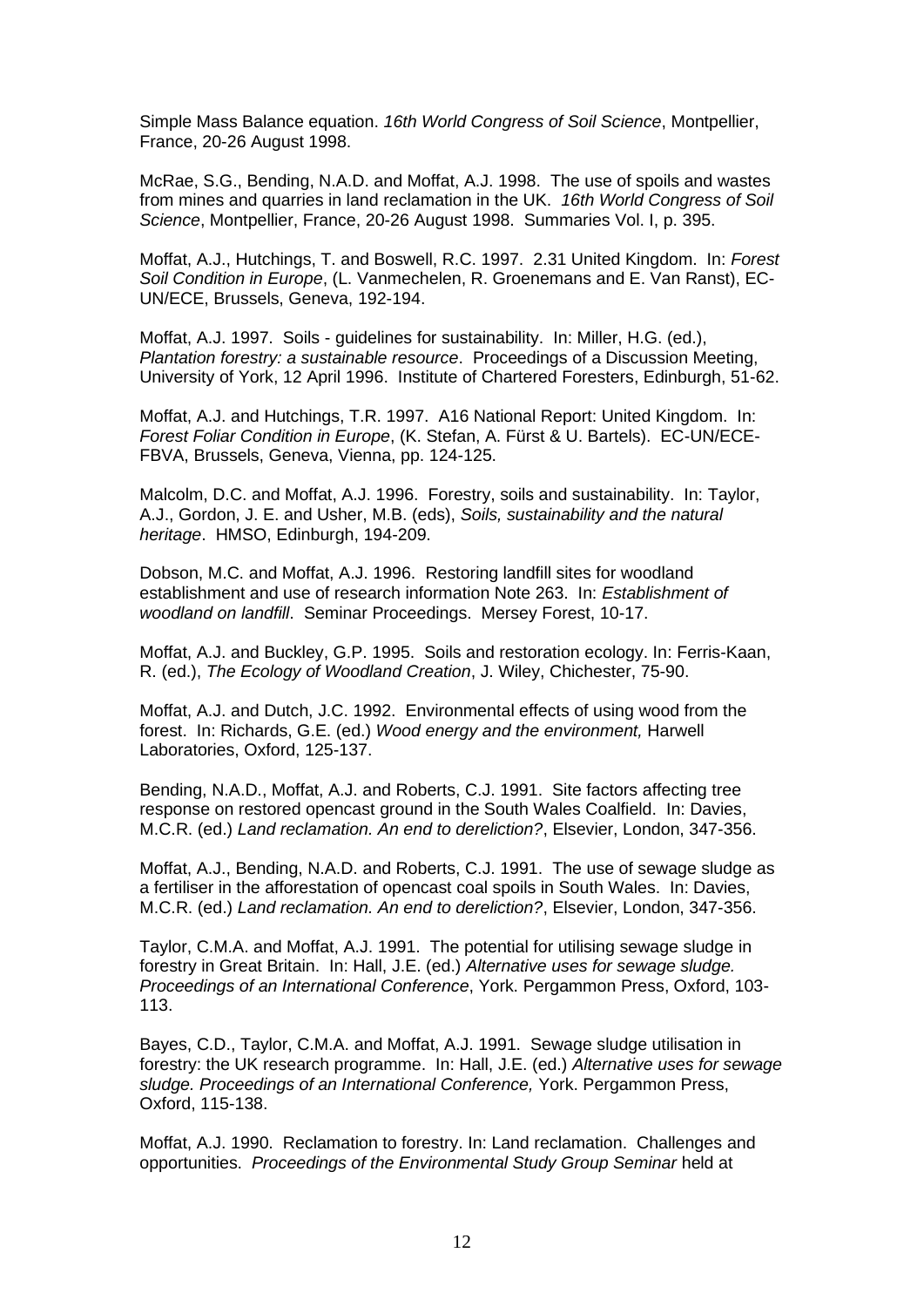Simple Mass Balance equation. *16th World Congress of Soil Science*, Montpellier, France, 20-26 August 1998.

McRae, S.G., Bending, N.A.D. and Moffat, A.J. 1998. The use of spoils and wastes from mines and quarries in land reclamation in the UK. *16th World Congress of Soil Science*, Montpellier, France, 20-26 August 1998. Summaries Vol. I, p. 395.

Moffat, A.J., Hutchings, T. and Boswell, R.C. 1997. 2.31 United Kingdom. In: *Forest Soil Condition in Europe*, (L. Vanmechelen, R. Groenemans and E. Van Ranst), EC-UN/ECE, Brussels, Geneva, 192-194.

Moffat, A.J. 1997. Soils - guidelines for sustainability. In: Miller, H.G. (ed.), *Plantation forestry: a sustainable resource*. Proceedings of a Discussion Meeting, University of York, 12 April 1996. Institute of Chartered Foresters, Edinburgh, 51-62.

Moffat, A.J. and Hutchings, T.R. 1997. A16 National Report: United Kingdom. In: *Forest Foliar Condition in Europe*, (K. Stefan, A. Fürst & U. Bartels). EC-UN/ECE-FBVA, Brussels, Geneva, Vienna, pp. 124-125.

Malcolm, D.C. and Moffat, A.J. 1996. Forestry, soils and sustainability. In: Taylor, A.J., Gordon, J. E. and Usher, M.B. (eds), *Soils, sustainability and the natural heritage*. HMSO, Edinburgh, 194-209.

Dobson, M.C. and Moffat, A.J. 1996. Restoring landfill sites for woodland establishment and use of research information Note 263. In: *Establishment of woodland on landfill*. Seminar Proceedings. Mersey Forest, 10-17.

Moffat, A.J. and Buckley, G.P. 1995. Soils and restoration ecology. In: Ferris-Kaan, R. (ed.), *The Ecology of Woodland Creation*, J. Wiley, Chichester, 75-90.

Moffat, A.J. and Dutch, J.C. 1992. Environmental effects of using wood from the forest. In: Richards, G.E. (ed.) *Wood energy and the environment,* Harwell Laboratories, Oxford, 125-137.

Bending, N.A.D., Moffat, A.J. and Roberts, C.J. 1991. Site factors affecting tree response on restored opencast ground in the South Wales Coalfield. In: Davies, M.C.R. (ed.) *Land reclamation. An end to dereliction?*, Elsevier, London, 347-356.

Moffat, A.J., Bending, N.A.D. and Roberts, C.J. 1991. The use of sewage sludge as a fertiliser in the afforestation of opencast coal spoils in South Wales. In: Davies, M.C.R. (ed.) *Land reclamation. An end to dereliction?*, Elsevier, London, 347-356.

Taylor, C.M.A. and Moffat, A.J. 1991. The potential for utilising sewage sludge in forestry in Great Britain. In: Hall, J.E. (ed.) *Alternative uses for sewage sludge. Proceedings of an International Conference*, York. Pergammon Press, Oxford, 103-113.

Bayes, C.D., Taylor, C.M.A. and Moffat, A.J. 1991. Sewage sludge utilisation in forestry: the UK research programme. In: Hall, J.E. (ed.) *Alternative uses for sewage sludge. Proceedings of an International Conference,* York. Pergammon Press, Oxford, 115-138.

Moffat, A.J. 1990. Reclamation to forestry. In: Land reclamation. Challenges and opportunities. *Proceedings of the Environmental Study Group Seminar* held at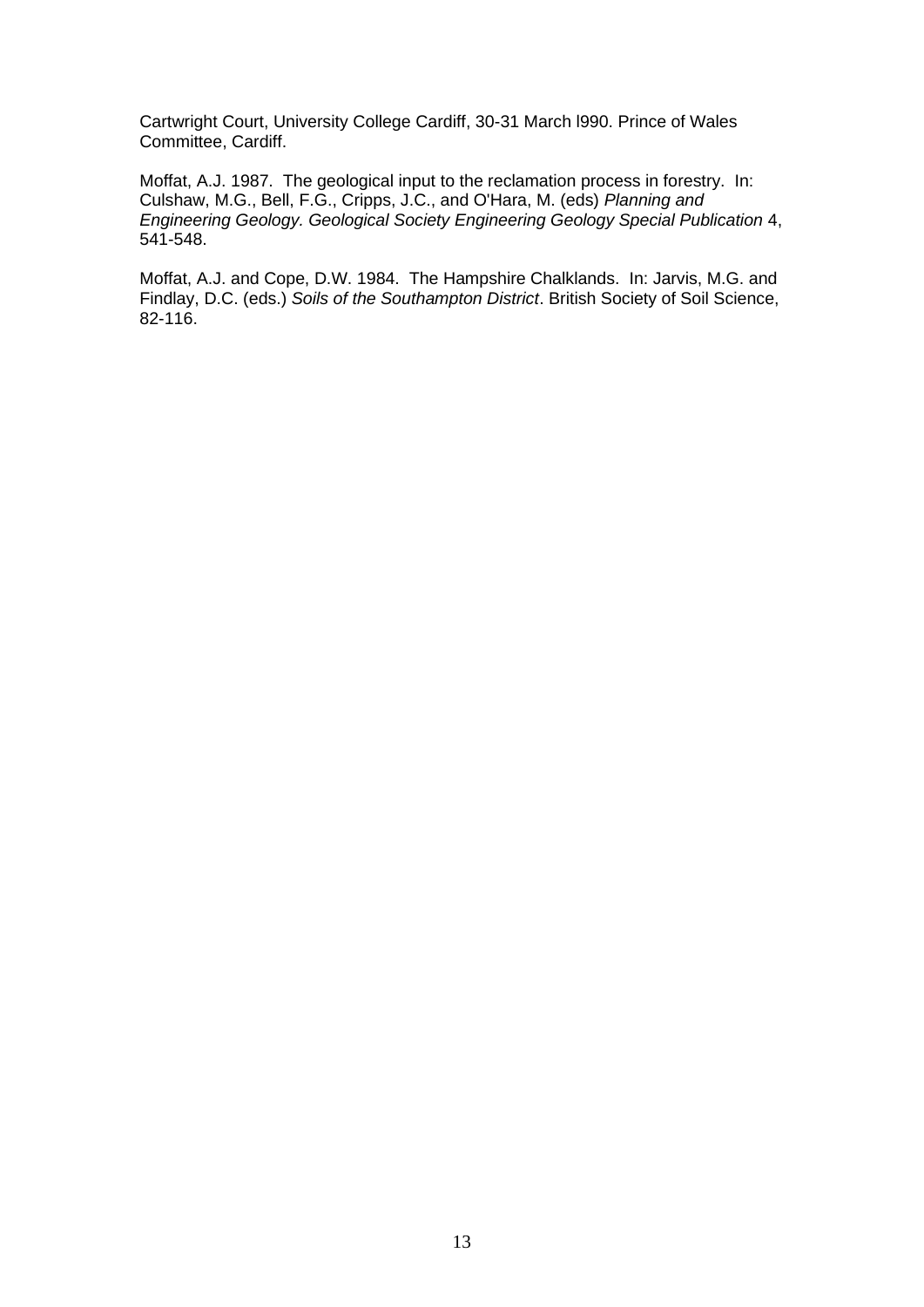Cartwright Court, University College Cardiff, 30-31 March l990. Prince of Wales Committee, Cardiff.

Moffat, A.J. 1987. The geological input to the reclamation process in forestry. In: Culshaw, M.G., Bell, F.G., Cripps, J.C., and O'Hara, M. (eds) *Planning and Engineering Geology. Geological Society Engineering Geology Special Publication* 4, 541-548.

Moffat, A.J. and Cope, D.W. 1984. The Hampshire Chalklands. In: Jarvis, M.G. and Findlay, D.C. (eds.) *Soils of the Southampton District*. British Society of Soil Science, 82-116.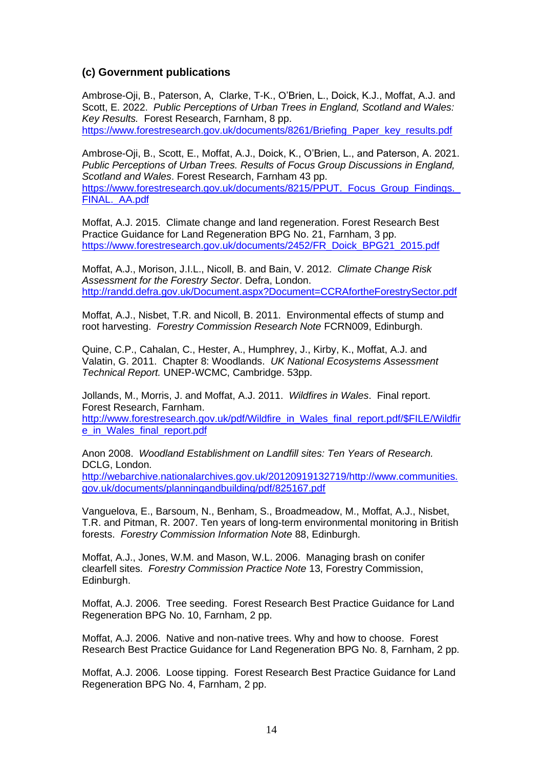### (c) Government publications

Ambrose-Oji, B., Paterson, A, Clarke, T-K., O'Brien, L., Doick, K.J., Moffat, A.J. and Scott, E. 2022. *Public Perceptions of Urban Trees in England, Scotland and Wales: Key Results.* Forest Research, Farnham, 8 pp. https://www.forestresearch.gov.uk/documents/8261/Briefing_Paper_key_results.pdf

Ambrose-Oji, B., Scott, E., Moffat, A.J., Doick, K., O'Brien, L., and Paterson, A. 2021. *Public Perceptions of Urban Trees. Results of Focus Group Discussions in England, Scotland and Wales*. Forest Research, Farnham 43 pp. https://www.forestresearch.gov.uk/documents/8215/PPUT._Focus_Group_Findings._FINAL._AA.pdf

Moffat, A.J. 2015. Climate change and land regeneration. Forest Research Best Practice Guidance for Land Regeneration BPG No. 21, Farnham, 3 pp. https://www.forestresearch.gov.uk/documents/2452/FR_Doick_BPG21_2015.pdf

Moffat, A.J., Morison, J.I.L., Nicoll, B. and Bain, V. 2012. *Climate Change Risk Assessment for the Forestry Sector*. Defra, London. http://randd.defra.gov.uk/Document.aspx?Document=CCRAfortheForestrySector.pdf

Moffat, A.J., Nisbet, T.R. and Nicoll, B. 2011. Environmental effects of stump and root harvesting. *Forestry Commission Research Note* FCRN009, Edinburgh.

Quine, C.P., Cahalan, C., Hester, A., Humphrey, J., Kirby, K., Moffat, A.J. and Valatin, G. 2011. Chapter 8: Woodlands. *UK National Ecosystems Assessment Technical Report.* UNEP-WCMC, Cambridge. 53pp.

Jollands, M., Morris, J. and Moffat, A.J. 2011. *Wildfires in Wales*. Final report. Forest Research, Farnham. http://www.forestresearch.gov.uk/pdf/Wildfire_in_Wales_final_report.pdf/$FILE/Wildfire_in_Wales_final_report.pdf

Anon 2008. *Woodland Establishment on Landfill sites: Ten Years of Research.* DCLG, London. http://webarchive.nationalarchives.gov.uk/20120919132719/http://www.communities.gov.uk/documents/planningandbuilding/pdf/825167.pdf

Vanguelova, E., Barsoum, N., Benham, S., Broadmeadow, M., Moffat, A.J., Nisbet, T.R. and Pitman, R. 2007. Ten years of long-term environmental monitoring in British forests. *Forestry Commission Information Note* 88, Edinburgh.

Moffat, A.J., Jones, W.M. and Mason, W.L. 2006. Managing brash on conifer clearfell sites. *Forestry Commission Practice Note* 13, Forestry Commission, Edinburgh.

Moffat, A.J. 2006. Tree seeding. Forest Research Best Practice Guidance for Land Regeneration BPG No. 10, Farnham, 2 pp.

Moffat, A.J. 2006. Native and non-native trees. Why and how to choose. Forest Research Best Practice Guidance for Land Regeneration BPG No. 8, Farnham, 2 pp.

Moffat, A.J. 2006. Loose tipping. Forest Research Best Practice Guidance for Land Regeneration BPG No. 4, Farnham, 2 pp.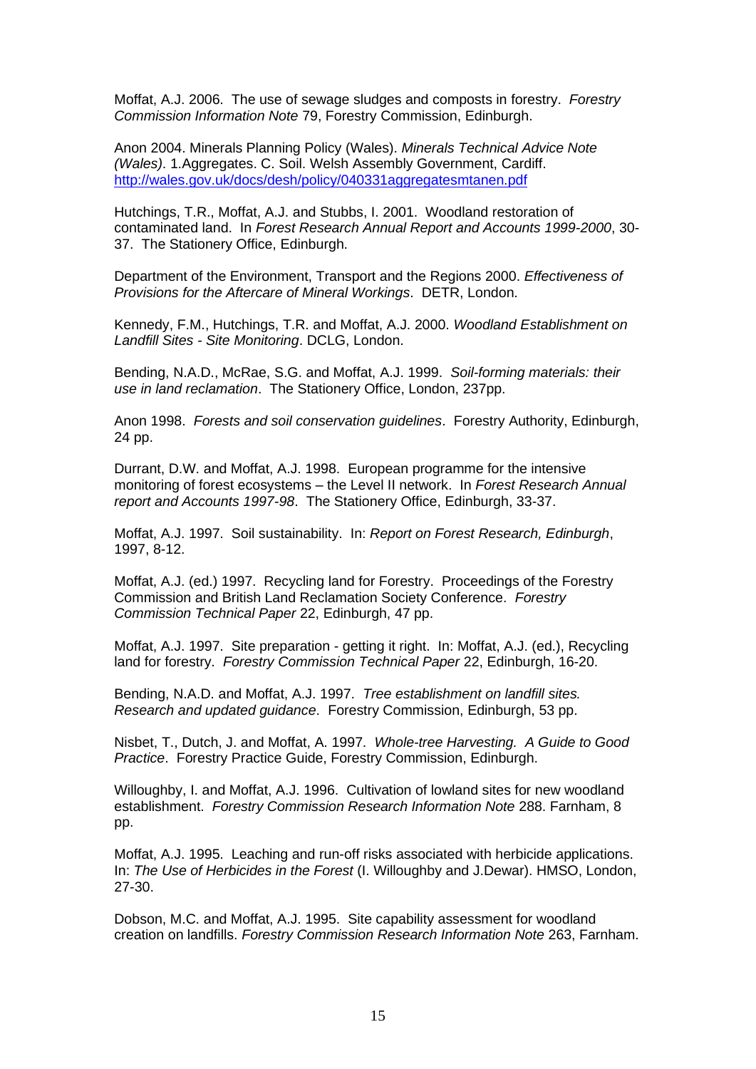Moffat, A.J. 2006. The use of sewage sludges and composts in forestry. *Forestry Commission Information Note* 79, Forestry Commission, Edinburgh.

Anon 2004. Minerals Planning Policy (Wales). *Minerals Technical Advice Note (Wales)*. 1.Aggregates. C. Soil. Welsh Assembly Government, Cardiff. http://wales.gov.uk/docs/desh/policy/040331aggregatesmtanen.pdf

Hutchings, T.R., Moffat, A.J. and Stubbs, I. 2001. Woodland restoration of contaminated land. In *Forest Research Annual Report and Accounts 1999-2000*, 30-37. The Stationery Office, Edinburgh.

Department of the Environment, Transport and the Regions 2000. *Effectiveness of Provisions for the Aftercare of Mineral Workings*. DETR, London.

Kennedy, F.M., Hutchings, T.R. and Moffat, A.J. 2000. *Woodland Establishment on Landfill Sites - Site Monitoring*. DCLG, London.

Bending, N.A.D., McRae, S.G. and Moffat, A.J. 1999. *Soil-forming materials: their use in land reclamation*. The Stationery Office, London, 237pp.

Anon 1998. *Forests and soil conservation guidelines*. Forestry Authority, Edinburgh, 24 pp.

Durrant, D.W. and Moffat, A.J. 1998. European programme for the intensive monitoring of forest ecosystems – the Level II network. In *Forest Research Annual report and Accounts 1997-98*. The Stationery Office, Edinburgh, 33-37.

Moffat, A.J. 1997. Soil sustainability. In: *Report on Forest Research, Edinburgh*, 1997, 8-12.

Moffat, A.J. (ed.) 1997. Recycling land for Forestry. Proceedings of the Forestry Commission and British Land Reclamation Society Conference. *Forestry Commission Technical Paper* 22, Edinburgh, 47 pp.

Moffat, A.J. 1997. Site preparation - getting it right. In: Moffat, A.J. (ed.), Recycling land for forestry. *Forestry Commission Technical Paper* 22, Edinburgh, 16-20.

Bending, N.A.D. and Moffat, A.J. 1997. *Tree establishment on landfill sites. Research and updated guidance*. Forestry Commission, Edinburgh, 53 pp.

Nisbet, T., Dutch, J. and Moffat, A. 1997. *Whole-tree Harvesting. A Guide to Good Practice*. Forestry Practice Guide, Forestry Commission, Edinburgh.

Willoughby, I. and Moffat, A.J. 1996. Cultivation of lowland sites for new woodland establishment. *Forestry Commission Research Information Note* 288. Farnham, 8 pp.

Moffat, A.J. 1995. Leaching and run-off risks associated with herbicide applications. In: *The Use of Herbicides in the Forest* (I. Willoughby and J.Dewar). HMSO, London, 27-30.

Dobson, M.C. and Moffat, A.J. 1995. Site capability assessment for woodland creation on landfills. *Forestry Commission Research Information Note* 263, Farnham.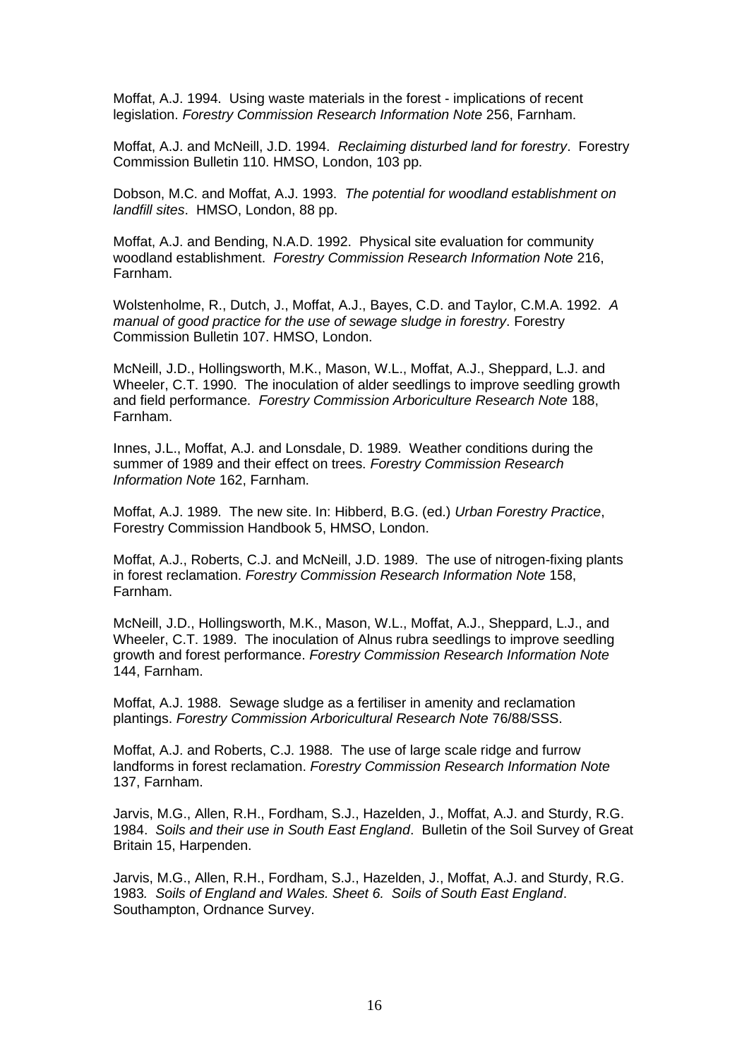Moffat, A.J. 1994. Using waste materials in the forest - implications of recent legislation. *Forestry Commission Research Information Note* 256, Farnham.

Moffat, A.J. and McNeill, J.D. 1994. *Reclaiming disturbed land for forestry*. Forestry Commission Bulletin 110. HMSO, London, 103 pp.

Dobson, M.C. and Moffat, A.J. 1993. *The potential for woodland establishment on landfill sites*. HMSO, London, 88 pp.

Moffat, A.J. and Bending, N.A.D. 1992. Physical site evaluation for community woodland establishment. *Forestry Commission Research Information Note* 216, Farnham.

Wolstenholme, R., Dutch, J., Moffat, A.J., Bayes, C.D. and Taylor, C.M.A. 1992. *A manual of good practice for the use of sewage sludge in forestry*. Forestry Commission Bulletin 107. HMSO, London.

McNeill, J.D., Hollingsworth, M.K., Mason, W.L., Moffat, A.J., Sheppard, L.J. and Wheeler, C.T. 1990. The inoculation of alder seedlings to improve seedling growth and field performance. *Forestry Commission Arboriculture Research Note* 188, Farnham.

Innes, J.L., Moffat, A.J. and Lonsdale, D. 1989. Weather conditions during the summer of 1989 and their effect on trees. *Forestry Commission Research Information Note* 162, Farnham.

Moffat, A.J. 1989. The new site. In: Hibberd, B.G. (ed.) *Urban Forestry Practice*, Forestry Commission Handbook 5, HMSO, London.

Moffat, A.J., Roberts, C.J. and McNeill, J.D. 1989. The use of nitrogen-fixing plants in forest reclamation. *Forestry Commission Research Information Note* 158, Farnham.

McNeill, J.D., Hollingsworth, M.K., Mason, W.L., Moffat, A.J., Sheppard, L.J., and Wheeler, C.T. 1989. The inoculation of Alnus rubra seedlings to improve seedling growth and forest performance. *Forestry Commission Research Information Note* 144, Farnham.

Moffat, A.J. 1988. Sewage sludge as a fertiliser in amenity and reclamation plantings. *Forestry Commission Arboricultural Research Note* 76/88/SSS.

Moffat, A.J. and Roberts, C.J. 1988. The use of large scale ridge and furrow landforms in forest reclamation. *Forestry Commission Research Information Note* 137, Farnham.

Jarvis, M.G., Allen, R.H., Fordham, S.J., Hazelden, J., Moffat, A.J. and Sturdy, R.G. 1984. *Soils and their use in South East England*. Bulletin of the Soil Survey of Great Britain 15, Harpenden.

Jarvis, M.G., Allen, R.H., Fordham, S.J., Hazelden, J., Moffat, A.J. and Sturdy, R.G. 1983*. Soils of England and Wales. Sheet 6. Soils of South East England*. Southampton, Ordnance Survey.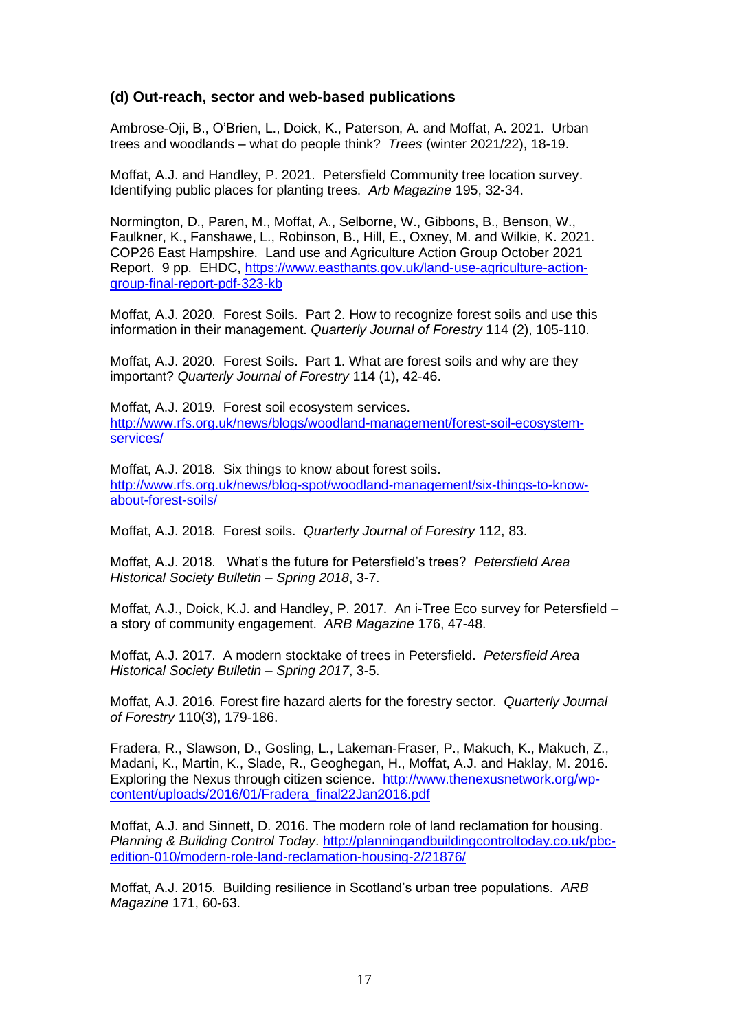### (d) Out-reach, sector and web-based publications

Ambrose-Oji, B., O'Brien, L., Doick, K., Paterson, A. and Moffat, A. 2021. Urban trees and woodlands – what do people think? *Trees* (winter 2021/22), 18-19.

Moffat, A.J. and Handley, P. 2021. Petersfield Community tree location survey. Identifying public places for planting trees. *Arb Magazine* 195, 32-34.

Normington, D., Paren, M., Moffat, A., Selborne, W., Gibbons, B., Benson, W., Faulkner, K., Fanshawe, L., Robinson, B., Hill, E., Oxney, M. and Wilkie, K. 2021. COP26 East Hampshire. Land use and Agriculture Action Group October 2021 Report. 9 pp. EHDC, https://www.easthants.gov.uk/land-use-agriculture-action-group-final-report-pdf-323-kb

Moffat, A.J. 2020. Forest Soils. Part 2. How to recognize forest soils and use this information in their management. *Quarterly Journal of Forestry* 114 (2), 105-110.

Moffat, A.J. 2020. Forest Soils. Part 1. What are forest soils and why are they important? *Quarterly Journal of Forestry* 114 (1), 42-46.

Moffat, A.J. 2019. Forest soil ecosystem services. http://www.rfs.org.uk/news/blogs/woodland-management/forest-soil-ecosystem-services/

Moffat, A.J. 2018. Six things to know about forest soils. http://www.rfs.org.uk/news/blog-spot/woodland-management/six-things-to-know-about-forest-soils/

Moffat, A.J. 2018. Forest soils. *Quarterly Journal of Forestry* 112, 83.

Moffat, A.J. 2018. What's the future for Petersfield's trees? *Petersfield Area Historical Society Bulletin – Spring 2018*, 3-7.

Moffat, A.J., Doick, K.J. and Handley, P. 2017. An i-Tree Eco survey for Petersfield – a story of community engagement. *ARB Magazine* 176, 47-48.

Moffat, A.J. 2017. A modern stocktake of trees in Petersfield. *Petersfield Area Historical Society Bulletin – Spring 2017*, 3-5.

Moffat, A.J. 2016. Forest fire hazard alerts for the forestry sector. *Quarterly Journal of Forestry* 110(3), 179-186.

Fradera, R., Slawson, D., Gosling, L., Lakeman-Fraser, P., Makuch, K., Makuch, Z., Madani, K., Martin, K., Slade, R., Geoghegan, H., Moffat, A.J. and Haklay, M. 2016. Exploring the Nexus through citizen science. http://www.thenexusnetwork.org/wp-content/uploads/2016/01/Fradera_final22Jan2016.pdf

Moffat, A.J. and Sinnett, D. 2016. The modern role of land reclamation for housing. *Planning & Building Control Today*. http://planningandbuildingcontroltoday.co.uk/pbc-edition-010/modern-role-land-reclamation-housing-2/21876/

Moffat, A.J. 2015. Building resilience in Scotland's urban tree populations. *ARB Magazine* 171, 60-63.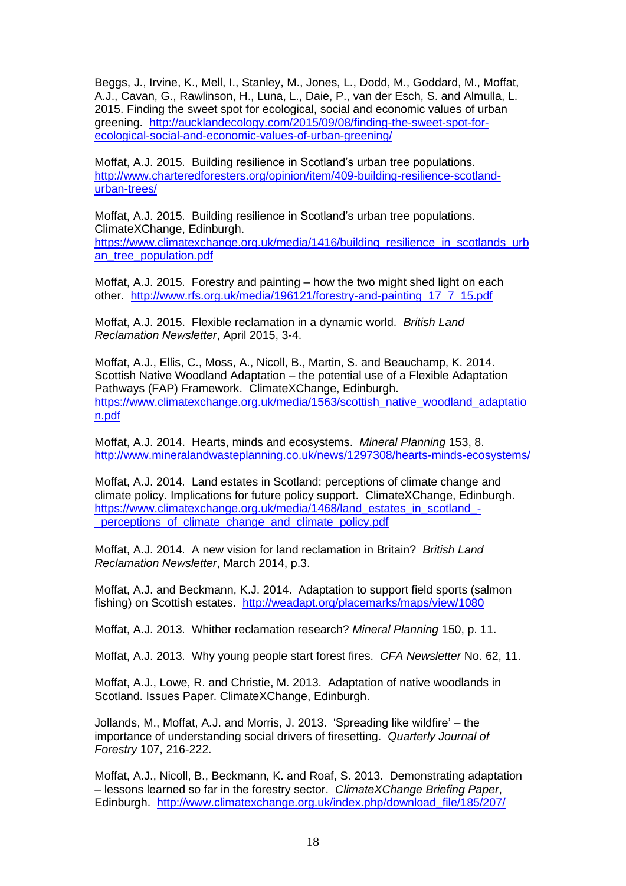Beggs, J., Irvine, K., Mell, I., Stanley, M., Jones, L., Dodd, M., Goddard, M., Moffat, A.J., Cavan, G., Rawlinson, H., Luna, L., Daie, P., van der Esch, S. and Almulla, L. 2015. Finding the sweet spot for ecological, social and economic values of urban greening. http://aucklandecology.com/2015/09/08/finding-the-sweet-spot-for-ecological-social-and-economic-values-of-urban-greening/

Moffat, A.J. 2015. Building resilience in Scotland's urban tree populations. http://www.charteredforesters.org/opinion/item/409-building-resilience-scotland-urban-trees/

Moffat, A.J. 2015. Building resilience in Scotland's urban tree populations. ClimateXChange, Edinburgh. https://www.climatexchange.org.uk/media/1416/building_resilience_in_scotlands_urban_tree_population.pdf

Moffat, A.J. 2015. Forestry and painting – how the two might shed light on each other. http://www.rfs.org.uk/media/196121/forestry-and-painting_17_7_15.pdf

Moffat, A.J. 2015. Flexible reclamation in a dynamic world. *British Land Reclamation Newsletter*, April 2015, 3-4.

Moffat, A.J., Ellis, C., Moss, A., Nicoll, B., Martin, S. and Beauchamp, K. 2014. Scottish Native Woodland Adaptation – the potential use of a Flexible Adaptation Pathways (FAP) Framework. ClimateXChange, Edinburgh. https://www.climatexchange.org.uk/media/1563/scottish_native_woodland_adaptation.pdf

Moffat, A.J. 2014. Hearts, minds and ecosystems. *Mineral Planning* 153, 8. http://www.mineralandwasteplanning.co.uk/news/1297308/hearts-minds-ecosystems/

Moffat, A.J. 2014. Land estates in Scotland: perceptions of climate change and climate policy. Implications for future policy support. ClimateXChange, Edinburgh. https://www.climatexchange.org.uk/media/1468/land_estates_in_scotland_-_perceptions_of_climate_change_and_climate_policy.pdf

Moffat, A.J. 2014. A new vision for land reclamation in Britain? *British Land Reclamation Newsletter*, March 2014, p.3.

Moffat, A.J. and Beckmann, K.J. 2014. Adaptation to support field sports (salmon fishing) on Scottish estates. http://weadapt.org/placemarks/maps/view/1080

Moffat, A.J. 2013. Whither reclamation research? *Mineral Planning* 150, p. 11.

Moffat, A.J. 2013. Why young people start forest fires. *CFA Newsletter* No. 62, 11.

Moffat, A.J., Lowe, R. and Christie, M. 2013. Adaptation of native woodlands in Scotland. Issues Paper. ClimateXChange, Edinburgh.

Jollands, M., Moffat, A.J. and Morris, J. 2013. 'Spreading like wildfire' – the importance of understanding social drivers of firesetting. *Quarterly Journal of Forestry* 107, 216-222.

Moffat, A.J., Nicoll, B., Beckmann, K. and Roaf, S. 2013. Demonstrating adaptation – lessons learned so far in the forestry sector. *ClimateXChange Briefing Paper*, Edinburgh. http://www.climatexchange.org.uk/index.php/download_file/185/207/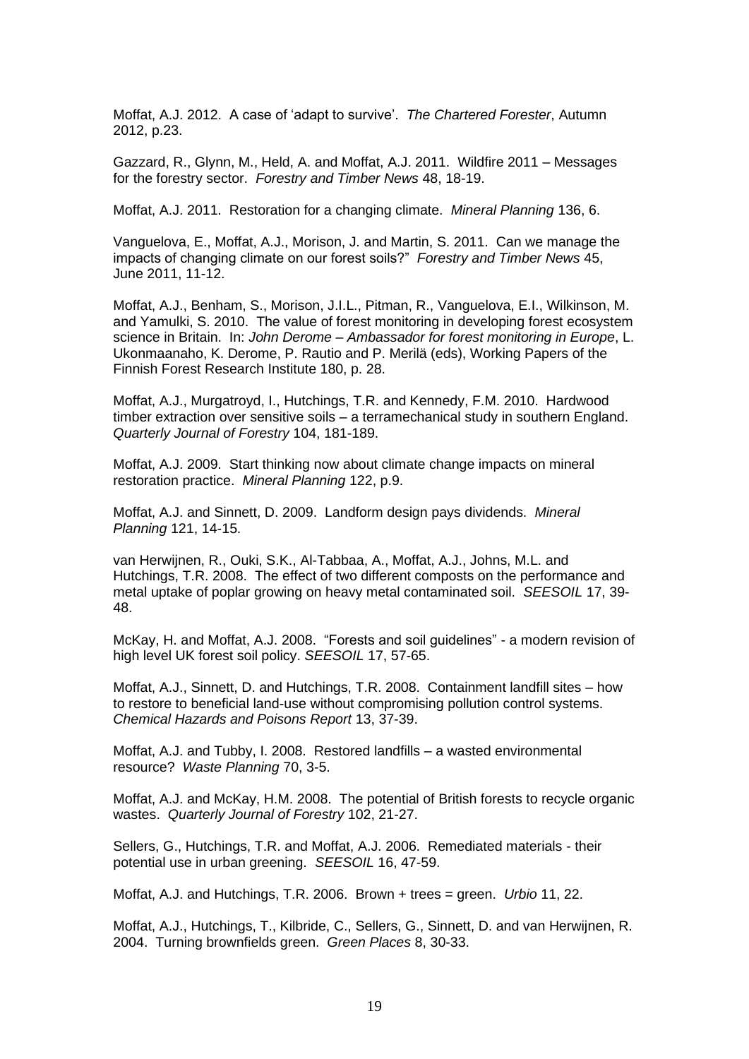Moffat, A.J. 2012. A case of 'adapt to survive'. *The Chartered Forester*, Autumn 2012, p.23.

Gazzard, R., Glynn, M., Held, A. and Moffat, A.J. 2011. Wildfire 2011 – Messages for the forestry sector. *Forestry and Timber News* 48, 18-19.

Moffat, A.J. 2011. Restoration for a changing climate. *Mineral Planning* 136, 6.

Vanguelova, E., Moffat, A.J., Morison, J. and Martin, S. 2011. Can we manage the impacts of changing climate on our forest soils?" *Forestry and Timber News* 45, June 2011, 11-12.

Moffat, A.J., Benham, S., Morison, J.I.L., Pitman, R., Vanguelova, E.I., Wilkinson, M. and Yamulki, S. 2010. The value of forest monitoring in developing forest ecosystem science in Britain. In: *John Derome – Ambassador for forest monitoring in Europe*, L. Ukonmaanaho, K. Derome, P. Rautio and P. Merilä (eds), Working Papers of the Finnish Forest Research Institute 180, p. 28.

Moffat, A.J., Murgatroyd, I., Hutchings, T.R. and Kennedy, F.M. 2010. Hardwood timber extraction over sensitive soils – a terramechanical study in southern England. *Quarterly Journal of Forestry* 104, 181-189.

Moffat, A.J. 2009. Start thinking now about climate change impacts on mineral restoration practice. *Mineral Planning* 122, p.9.

Moffat, A.J. and Sinnett, D. 2009. Landform design pays dividends. *Mineral Planning* 121, 14-15.

van Herwijnen, R., Ouki, S.K., Al-Tabbaa, A., Moffat, A.J., Johns, M.L. and Hutchings, T.R. 2008. The effect of two different composts on the performance and metal uptake of poplar growing on heavy metal contaminated soil. *SEESOIL* 17, 39-48.

McKay, H. and Moffat, A.J. 2008. "Forests and soil guidelines" - a modern revision of high level UK forest soil policy. *SEESOIL* 17, 57-65.

Moffat, A.J., Sinnett, D. and Hutchings, T.R. 2008. Containment landfill sites – how to restore to beneficial land-use without compromising pollution control systems. *Chemical Hazards and Poisons Report* 13, 37-39.

Moffat, A.J. and Tubby, I. 2008. Restored landfills – a wasted environmental resource? *Waste Planning* 70, 3-5.

Moffat, A.J. and McKay, H.M. 2008. The potential of British forests to recycle organic wastes. *Quarterly Journal of Forestry* 102, 21-27.

Sellers, G., Hutchings, T.R. and Moffat, A.J. 2006. Remediated materials - their potential use in urban greening. *SEESOIL* 16, 47-59.

Moffat, A.J. and Hutchings, T.R. 2006. Brown + trees = green. *Urbio* 11, 22.

Moffat, A.J., Hutchings, T., Kilbride, C., Sellers, G., Sinnett, D. and van Herwijnen, R. 2004. Turning brownfields green. *Green Places* 8, 30-33.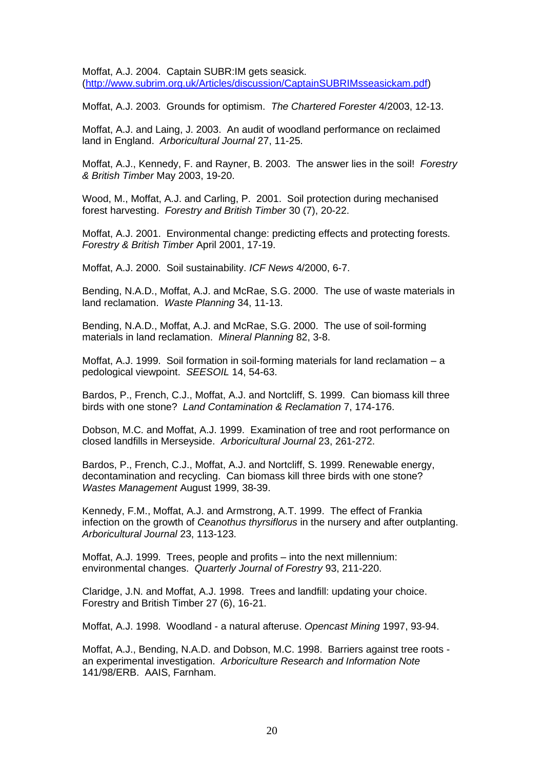Moffat, A.J. 2004. Captain SUBR:IM gets seasick. (http://www.subrim.org.uk/Articles/discussion/CaptainSUBRIMsseasickam.pdf)

Moffat, A.J. 2003. Grounds for optimism. *The Chartered Forester* 4/2003, 12-13.

Moffat, A.J. and Laing, J. 2003. An audit of woodland performance on reclaimed land in England. *Arboricultural Journal* 27, 11-25.

Moffat, A.J., Kennedy, F. and Rayner, B. 2003. The answer lies in the soil! *Forestry & British Timber* May 2003, 19-20.

Wood, M., Moffat, A.J. and Carling, P. 2001. Soil protection during mechanised forest harvesting. *Forestry and British Timber* 30 (7), 20-22.

Moffat, A.J. 2001. Environmental change: predicting effects and protecting forests. *Forestry & British Timber* April 2001, 17-19.

Moffat, A.J. 2000. Soil sustainability. *ICF News* 4/2000, 6-7.

Bending, N.A.D., Moffat, A.J. and McRae, S.G. 2000. The use of waste materials in land reclamation. *Waste Planning* 34, 11-13.

Bending, N.A.D., Moffat, A.J. and McRae, S.G. 2000. The use of soil-forming materials in land reclamation. *Mineral Planning* 82, 3-8.

Moffat, A.J. 1999. Soil formation in soil-forming materials for land reclamation – a pedological viewpoint. *SEESOIL* 14, 54-63.

Bardos, P., French, C.J., Moffat, A.J. and Nortcliff, S. 1999. Can biomass kill three birds with one stone? *Land Contamination & Reclamation* 7, 174-176.

Dobson, M.C. and Moffat, A.J. 1999. Examination of tree and root performance on closed landfills in Merseyside. *Arboricultural Journal* 23, 261-272.

Bardos, P., French, C.J., Moffat, A.J. and Nortcliff, S. 1999. Renewable energy, decontamination and recycling. Can biomass kill three birds with one stone? *Wastes Management* August 1999, 38-39.

Kennedy, F.M., Moffat, A.J. and Armstrong, A.T. 1999. The effect of Frankia infection on the growth of *Ceanothus thyrsiflorus* in the nursery and after outplanting. *Arboricultural Journal* 23, 113-123.

Moffat, A.J. 1999. Trees, people and profits – into the next millennium: environmental changes. *Quarterly Journal of Forestry* 93, 211-220.

Claridge, J.N. and Moffat, A.J. 1998. Trees and landfill: updating your choice. Forestry and British Timber 27 (6), 16-21.

Moffat, A.J. 1998. Woodland - a natural afteruse. *Opencast Mining* 1997, 93-94.

Moffat, A.J., Bending, N.A.D. and Dobson, M.C. 1998. Barriers against tree roots - an experimental investigation. *Arboriculture Research and Information Note* 141/98/ERB. AAIS, Farnham.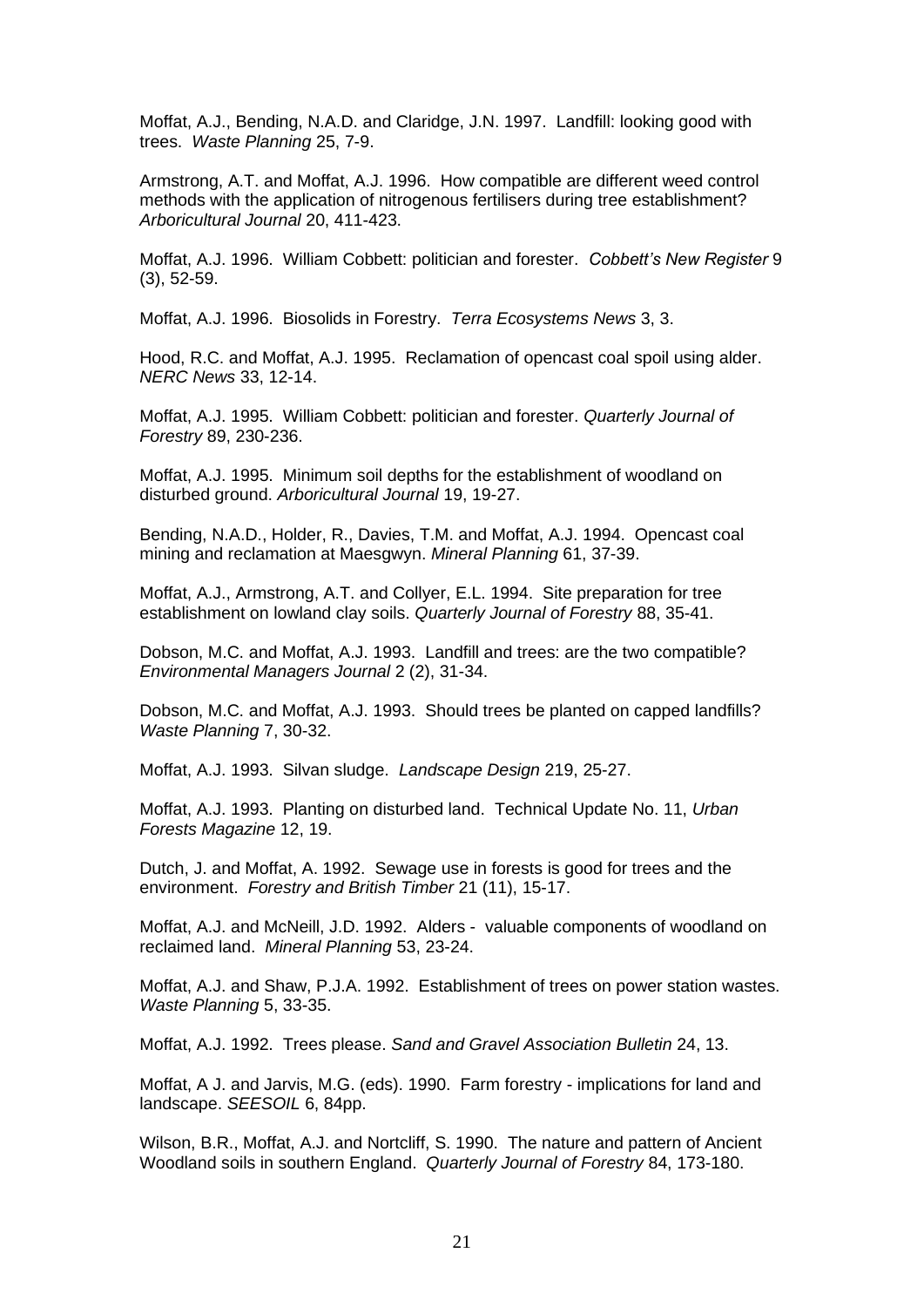Moffat, A.J., Bending, N.A.D. and Claridge, J.N. 1997. Landfill: looking good with trees. *Waste Planning* 25, 7-9.

Armstrong, A.T. and Moffat, A.J. 1996. How compatible are different weed control methods with the application of nitrogenous fertilisers during tree establishment? *Arboricultural Journal* 20, 411-423.

Moffat, A.J. 1996. William Cobbett: politician and forester. *Cobbett's New Register* 9 (3), 52-59.

Moffat, A.J. 1996. Biosolids in Forestry. *Terra Ecosystems News* 3, 3.

Hood, R.C. and Moffat, A.J. 1995. Reclamation of opencast coal spoil using alder. *NERC News* 33, 12-14.

Moffat, A.J. 1995. William Cobbett: politician and forester. *Quarterly Journal of Forestry* 89, 230-236.

Moffat, A.J. 1995. Minimum soil depths for the establishment of woodland on disturbed ground. *Arboricultural Journal* 19, 19-27.

Bending, N.A.D., Holder, R., Davies, T.M. and Moffat, A.J. 1994. Opencast coal mining and reclamation at Maesgwyn. *Mineral Planning* 61, 37-39.

Moffat, A.J., Armstrong, A.T. and Collyer, E.L. 1994. Site preparation for tree establishment on lowland clay soils. *Quarterly Journal of Forestry* 88, 35-41.

Dobson, M.C. and Moffat, A.J. 1993. Landfill and trees: are the two compatible? *Environmental Managers Journal* 2 (2), 31-34.

Dobson, M.C. and Moffat, A.J. 1993. Should trees be planted on capped landfills? *Waste Planning* 7, 30-32.

Moffat, A.J. 1993. Silvan sludge. *Landscape Design* 219, 25-27.

Moffat, A.J. 1993. Planting on disturbed land. Technical Update No. 11, *Urban Forests Magazine* 12, 19.

Dutch, J. and Moffat, A. 1992. Sewage use in forests is good for trees and the environment. *Forestry and British Timber* 21 (11), 15-17.

Moffat, A.J. and McNeill, J.D. 1992. Alders - valuable components of woodland on reclaimed land. *Mineral Planning* 53, 23-24.

Moffat, A.J. and Shaw, P.J.A. 1992. Establishment of trees on power station wastes. *Waste Planning* 5, 33-35.

Moffat, A.J. 1992. Trees please. *Sand and Gravel Association Bulletin* 24, 13.

Moffat, A J. and Jarvis, M.G. (eds). 1990. Farm forestry - implications for land and landscape. *SEESOIL* 6, 84pp.

Wilson, B.R., Moffat, A.J. and Nortcliff, S. 1990. The nature and pattern of Ancient Woodland soils in southern England. *Quarterly Journal of Forestry* 84, 173-180.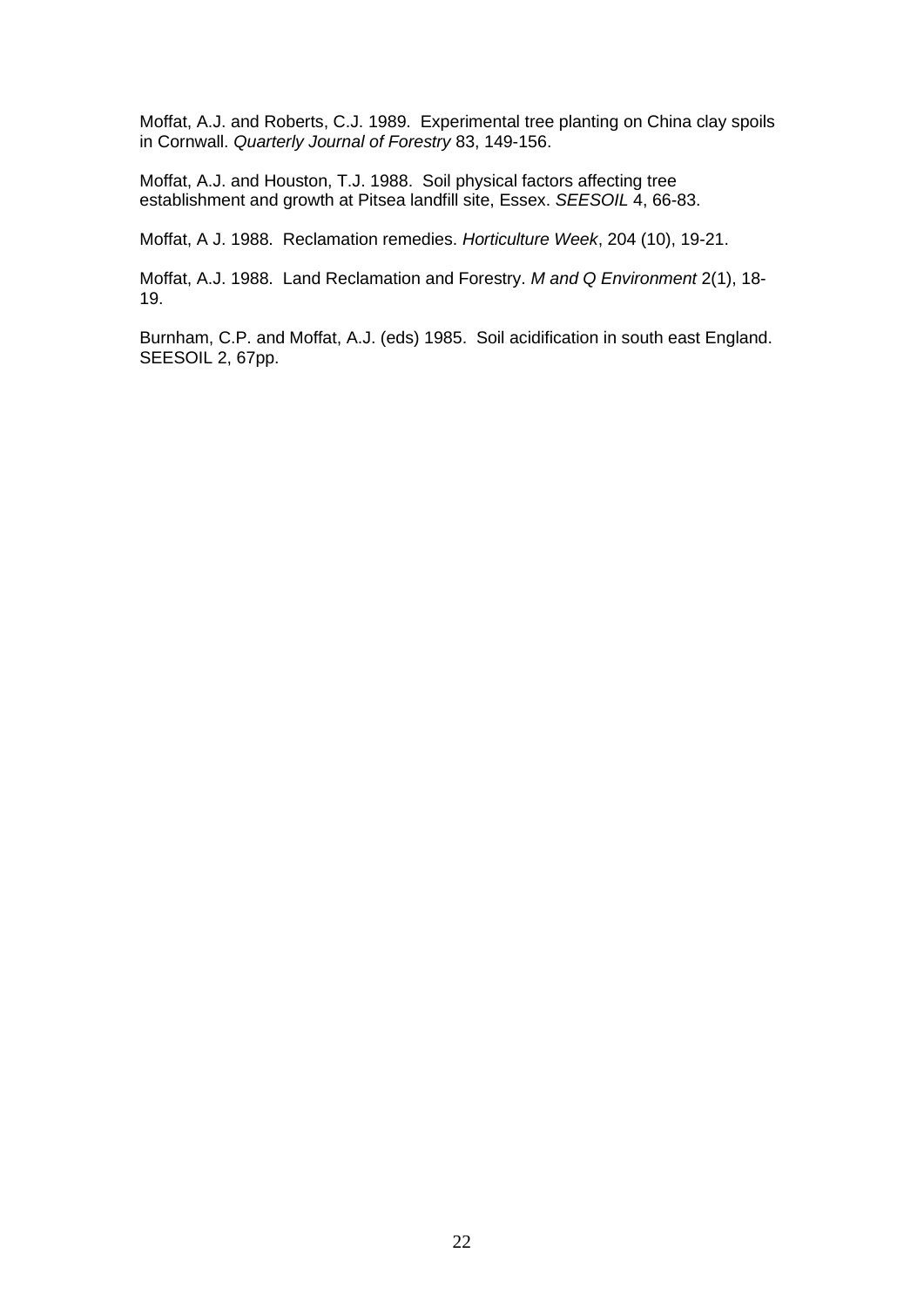Moffat, A.J. and Roberts, C.J. 1989. Experimental tree planting on China clay spoils in Cornwall. *Quarterly Journal of Forestry* 83, 149-156.

Moffat, A.J. and Houston, T.J. 1988. Soil physical factors affecting tree establishment and growth at Pitsea landfill site, Essex. *SEESOIL* 4, 66-83.

Moffat, A J. 1988. Reclamation remedies. *Horticulture Week*, 204 (10), 19-21.

Moffat, A.J. 1988. Land Reclamation and Forestry. *M and Q Environment* 2(1), 18-19.

Burnham, C.P. and Moffat, A.J. (eds) 1985. Soil acidification in south east England. SEESOIL 2, 67pp.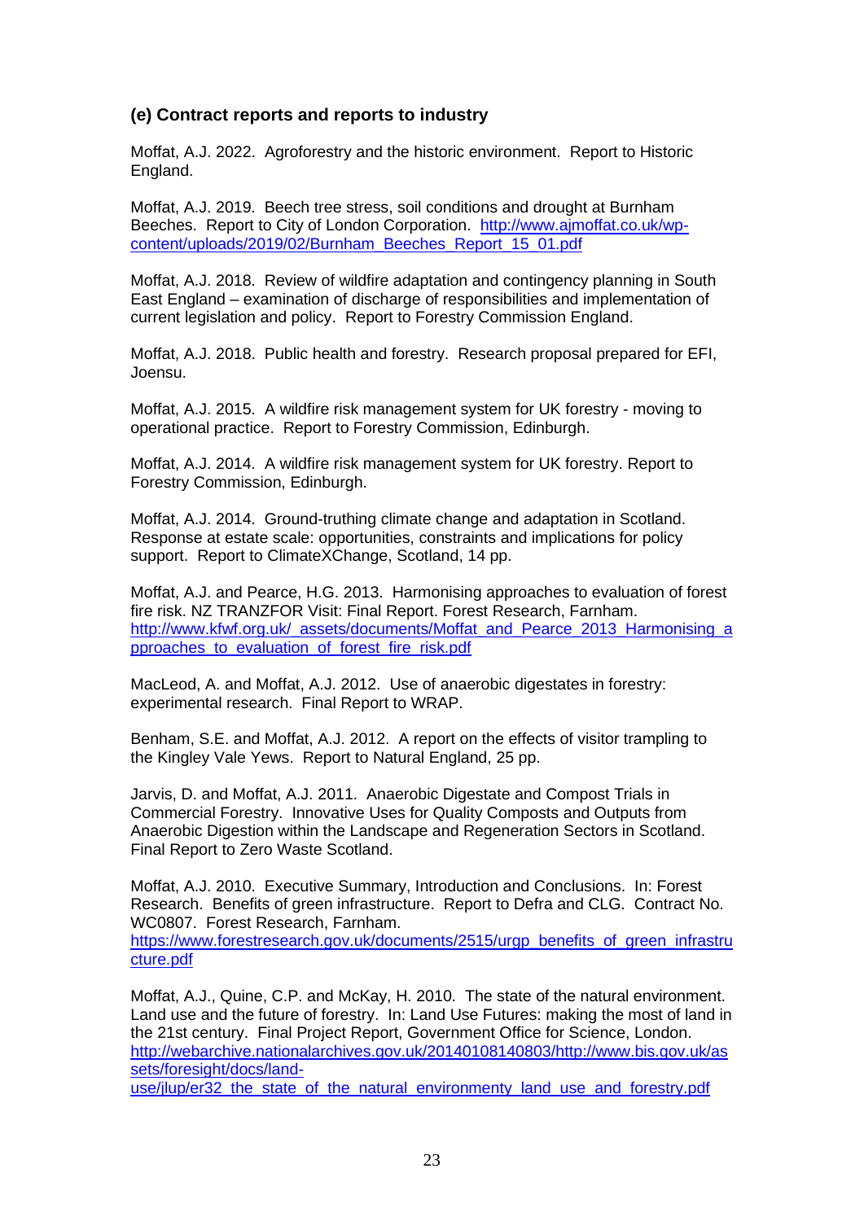### (e) Contract reports and reports to industry

Moffat, A.J. 2022. Agroforestry and the historic environment. Report to Historic England.

Moffat, A.J. 2019. Beech tree stress, soil conditions and drought at Burnham Beeches. Report to City of London Corporation. http://www.ajmoffat.co.uk/wp-content/uploads/2019/02/Burnham_Beeches_Report_15_01.pdf

Moffat, A.J. 2018. Review of wildfire adaptation and contingency planning in South East England – examination of discharge of responsibilities and implementation of current legislation and policy. Report to Forestry Commission England.

Moffat, A.J. 2018. Public health and forestry. Research proposal prepared for EFI, Joensu.

Moffat, A.J. 2015. A wildfire risk management system for UK forestry - moving to operational practice. Report to Forestry Commission, Edinburgh.

Moffat, A.J. 2014. A wildfire risk management system for UK forestry. Report to Forestry Commission, Edinburgh.

Moffat, A.J. 2014. Ground-truthing climate change and adaptation in Scotland. Response at estate scale: opportunities, constraints and implications for policy support. Report to ClimateXChange, Scotland, 14 pp.

Moffat, A.J. and Pearce, H.G. 2013. Harmonising approaches to evaluation of forest fire risk. NZ TRANZFOR Visit: Final Report. Forest Research, Farnham. http://www.kfwf.org.uk/_assets/documents/Moffat_and_Pearce_2013_Harmonising_approaches_to_evaluation_of_forest_fire_risk.pdf

MacLeod, A. and Moffat, A.J. 2012. Use of anaerobic digestates in forestry: experimental research. Final Report to WRAP.

Benham, S.E. and Moffat, A.J. 2012. A report on the effects of visitor trampling to the Kingley Vale Yews. Report to Natural England, 25 pp.

Jarvis, D. and Moffat, A.J. 2011. Anaerobic Digestate and Compost Trials in Commercial Forestry. Innovative Uses for Quality Composts and Outputs from Anaerobic Digestion within the Landscape and Regeneration Sectors in Scotland. Final Report to Zero Waste Scotland.

Moffat, A.J. 2010. Executive Summary, Introduction and Conclusions. In: Forest Research. Benefits of green infrastructure. Report to Defra and CLG. Contract No. WC0807. Forest Research, Farnham. https://www.forestresearch.gov.uk/documents/2515/urgp_benefits_of_green_infrastructure.pdf

Moffat, A.J., Quine, C.P. and McKay, H. 2010. The state of the natural environment. Land use and the future of forestry. In: Land Use Futures: making the most of land in the 21st century. Final Project Report, Government Office for Science, London. http://webarchive.nationalarchives.gov.uk/20140108140803/http://www.bis.gov.uk/assets/foresight/docs/land-use/jlup/er32_the_state_of_the_natural_environmenty_land_use_and_forestry.pdf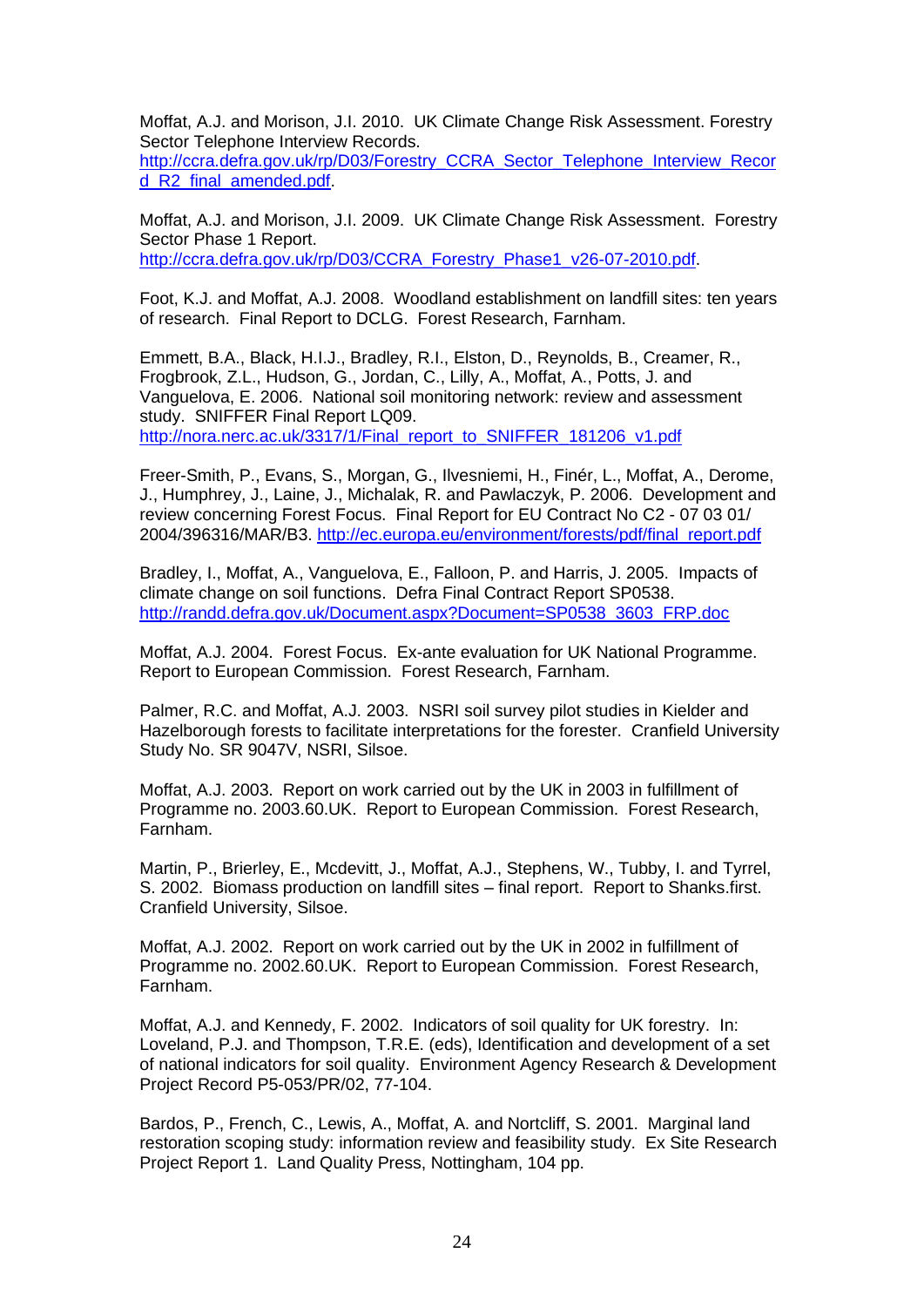Moffat, A.J. and Morison, J.I. 2010. UK Climate Change Risk Assessment. Forestry Sector Telephone Interview Records. http://ccra.defra.gov.uk/rp/D03/Forestry_CCRA_Sector_Telephone_Interview_Record_R2_final_amended.pdf.

Moffat, A.J. and Morison, J.I. 2009. UK Climate Change Risk Assessment. Forestry Sector Phase 1 Report. http://ccra.defra.gov.uk/rp/D03/CCRA_Forestry_Phase1_v26-07-2010.pdf.

Foot, K.J. and Moffat, A.J. 2008. Woodland establishment on landfill sites: ten years of research. Final Report to DCLG. Forest Research, Farnham.

Emmett, B.A., Black, H.I.J., Bradley, R.I., Elston, D., Reynolds, B., Creamer, R., Frogbrook, Z.L., Hudson, G., Jordan, C., Lilly, A., Moffat, A., Potts, J. and Vanguelova, E. 2006. National soil monitoring network: review and assessment study. SNIFFER Final Report LQ09. http://nora.nerc.ac.uk/3317/1/Final_report_to_SNIFFER_181206_v1.pdf

Freer-Smith, P., Evans, S., Morgan, G., Ilvesniemi, H., Finér, L., Moffat, A., Derome, J., Humphrey, J., Laine, J., Michalak, R. and Pawlaczyk, P. 2006. Development and review concerning Forest Focus. Final Report for EU Contract No C2 - 07 03 01/ 2004/396316/MAR/B3. http://ec.europa.eu/environment/forests/pdf/final_report.pdf

Bradley, I., Moffat, A., Vanguelova, E., Falloon, P. and Harris, J. 2005. Impacts of climate change on soil functions. Defra Final Contract Report SP0538. http://randd.defra.gov.uk/Document.aspx?Document=SP0538_3603_FRP.doc

Moffat, A.J. 2004. Forest Focus. Ex-ante evaluation for UK National Programme. Report to European Commission. Forest Research, Farnham.

Palmer, R.C. and Moffat, A.J. 2003. NSRI soil survey pilot studies in Kielder and Hazelborough forests to facilitate interpretations for the forester. Cranfield University Study No. SR 9047V, NSRI, Silsoe.

Moffat, A.J. 2003. Report on work carried out by the UK in 2003 in fulfillment of Programme no. 2003.60.UK. Report to European Commission. Forest Research, Farnham.

Martin, P., Brierley, E., Mcdevitt, J., Moffat, A.J., Stephens, W., Tubby, I. and Tyrrel, S. 2002. Biomass production on landfill sites – final report. Report to Shanks.first. Cranfield University, Silsoe.

Moffat, A.J. 2002. Report on work carried out by the UK in 2002 in fulfillment of Programme no. 2002.60.UK. Report to European Commission. Forest Research, Farnham.

Moffat, A.J. and Kennedy, F. 2002. Indicators of soil quality for UK forestry. In: Loveland, P.J. and Thompson, T.R.E. (eds), Identification and development of a set of national indicators for soil quality. Environment Agency Research & Development Project Record P5-053/PR/02, 77-104.

Bardos, P., French, C., Lewis, A., Moffat, A. and Nortcliff, S. 2001. Marginal land restoration scoping study: information review and feasibility study. Ex Site Research Project Report 1. Land Quality Press, Nottingham, 104 pp.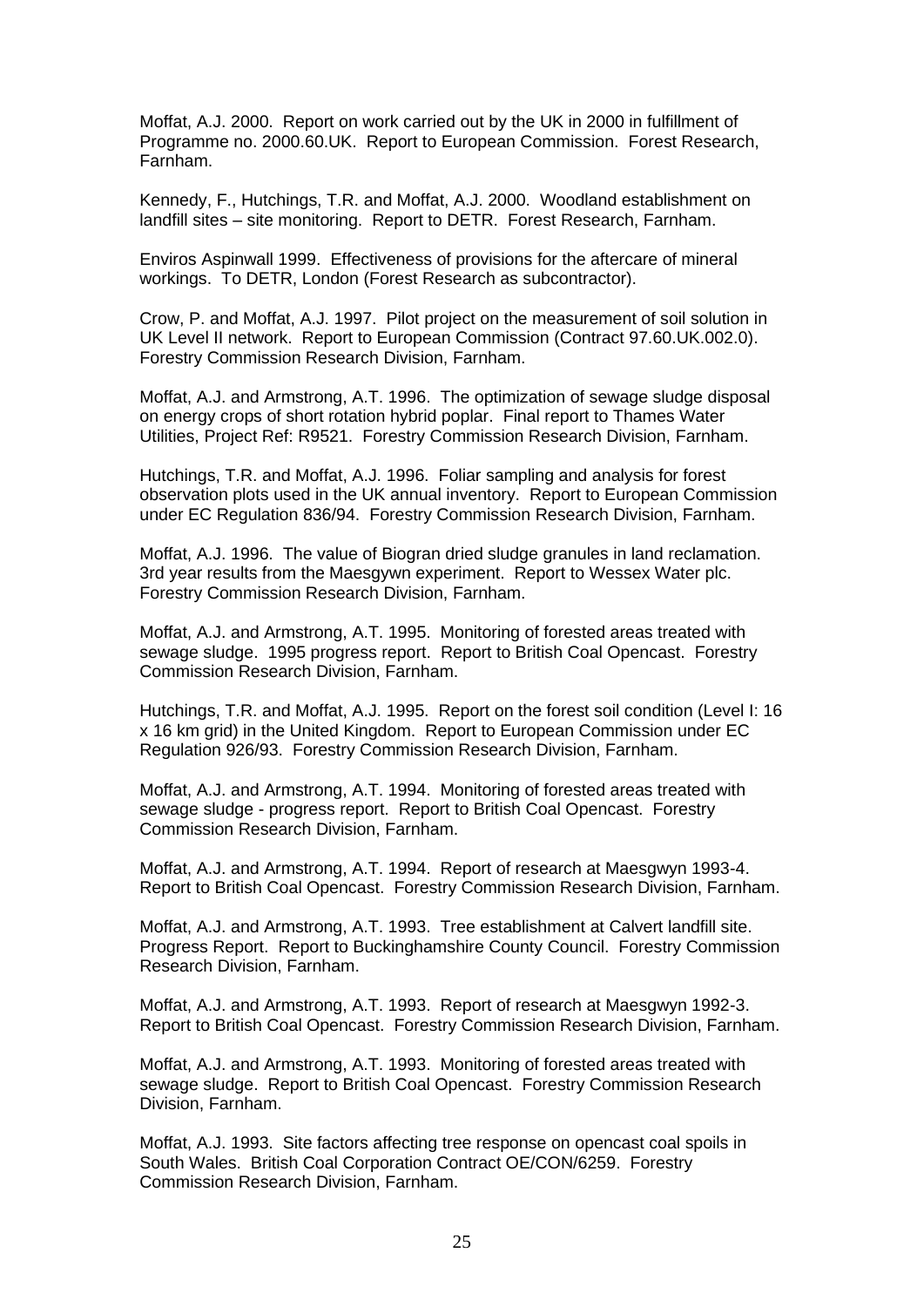Moffat, A.J. 2000. Report on work carried out by the UK in 2000 in fulfillment of Programme no. 2000.60.UK. Report to European Commission. Forest Research, Farnham.

Kennedy, F., Hutchings, T.R. and Moffat, A.J. 2000. Woodland establishment on landfill sites – site monitoring. Report to DETR. Forest Research, Farnham.

Enviros Aspinwall 1999. Effectiveness of provisions for the aftercare of mineral workings. To DETR, London (Forest Research as subcontractor).

Crow, P. and Moffat, A.J. 1997. Pilot project on the measurement of soil solution in UK Level II network. Report to European Commission (Contract 97.60.UK.002.0). Forestry Commission Research Division, Farnham.

Moffat, A.J. and Armstrong, A.T. 1996. The optimization of sewage sludge disposal on energy crops of short rotation hybrid poplar. Final report to Thames Water Utilities, Project Ref: R9521. Forestry Commission Research Division, Farnham.

Hutchings, T.R. and Moffat, A.J. 1996. Foliar sampling and analysis for forest observation plots used in the UK annual inventory. Report to European Commission under EC Regulation 836/94. Forestry Commission Research Division, Farnham.

Moffat, A.J. 1996. The value of Biogran dried sludge granules in land reclamation. 3rd year results from the Maesgywn experiment. Report to Wessex Water plc. Forestry Commission Research Division, Farnham.

Moffat, A.J. and Armstrong, A.T. 1995. Monitoring of forested areas treated with sewage sludge. 1995 progress report. Report to British Coal Opencast. Forestry Commission Research Division, Farnham.

Hutchings, T.R. and Moffat, A.J. 1995. Report on the forest soil condition (Level I: 16 x 16 km grid) in the United Kingdom. Report to European Commission under EC Regulation 926/93. Forestry Commission Research Division, Farnham.

Moffat, A.J. and Armstrong, A.T. 1994. Monitoring of forested areas treated with sewage sludge - progress report. Report to British Coal Opencast. Forestry Commission Research Division, Farnham.

Moffat, A.J. and Armstrong, A.T. 1994. Report of research at Maesgwyn 1993-4. Report to British Coal Opencast. Forestry Commission Research Division, Farnham.

Moffat, A.J. and Armstrong, A.T. 1993. Tree establishment at Calvert landfill site. Progress Report. Report to Buckinghamshire County Council. Forestry Commission Research Division, Farnham.

Moffat, A.J. and Armstrong, A.T. 1993. Report of research at Maesgwyn 1992-3. Report to British Coal Opencast. Forestry Commission Research Division, Farnham.

Moffat, A.J. and Armstrong, A.T. 1993. Monitoring of forested areas treated with sewage sludge. Report to British Coal Opencast. Forestry Commission Research Division, Farnham.

Moffat, A.J. 1993. Site factors affecting tree response on opencast coal spoils in South Wales. British Coal Corporation Contract OE/CON/6259. Forestry Commission Research Division, Farnham.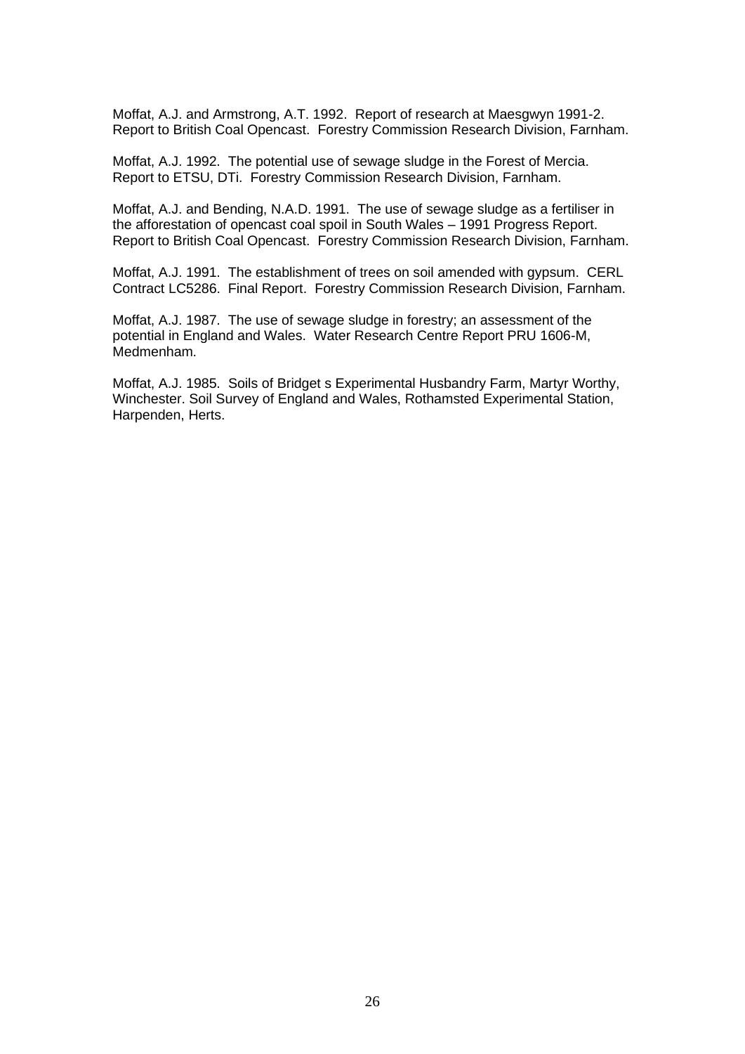Moffat, A.J. and Armstrong, A.T. 1992. Report of research at Maesgwyn 1991-2. Report to British Coal Opencast. Forestry Commission Research Division, Farnham.

Moffat, A.J. 1992. The potential use of sewage sludge in the Forest of Mercia. Report to ETSU, DTi. Forestry Commission Research Division, Farnham.

Moffat, A.J. and Bending, N.A.D. 1991. The use of sewage sludge as a fertiliser in the afforestation of opencast coal spoil in South Wales – 1991 Progress Report. Report to British Coal Opencast. Forestry Commission Research Division, Farnham.

Moffat, A.J. 1991. The establishment of trees on soil amended with gypsum. CERL Contract LC5286. Final Report. Forestry Commission Research Division, Farnham.

Moffat, A.J. 1987. The use of sewage sludge in forestry; an assessment of the potential in England and Wales. Water Research Centre Report PRU 1606-M, Medmenham.

Moffat, A.J. 1985. Soils of Bridget s Experimental Husbandry Farm, Martyr Worthy, Winchester. Soil Survey of England and Wales, Rothamsted Experimental Station, Harpenden, Herts.